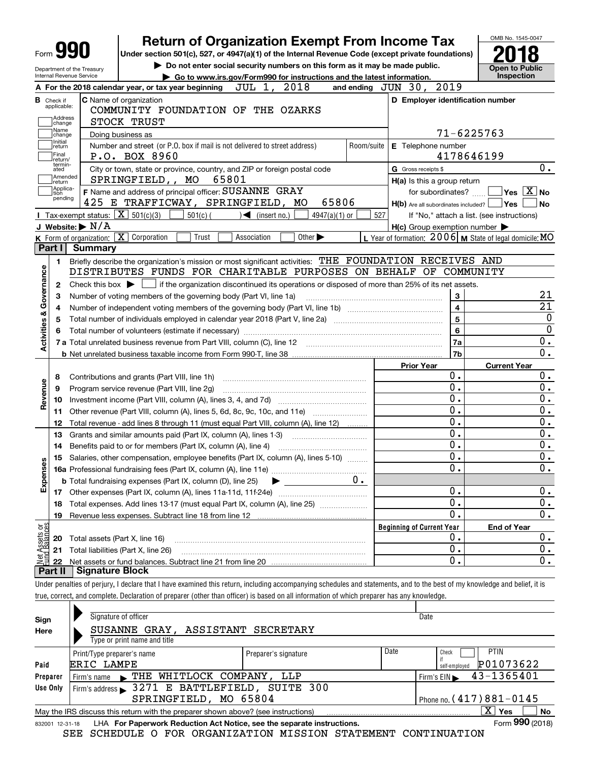# Form 990 — Return of Organization Exempt From Income Tax — 2018

Under section 501(c), 527, or 4947(a)(1) of the Internal Revenue Code (except private foundations)

▶ Do not enter social security numbers on this form as it may be made public.

▶ Go to www.irs.gov/Form990 for instructions and the latest information.

Department of the Treasury
Internal Revenue Service

OMB No. 1545-0047

**Open to Public Inspection**

**A** For the 2018 calendar year, or tax year beginning JUL 1, 2018 and ending JUN 30, 2019

**B** Check if applicable:
- [ ] Address change
- [ ] Name change
- [ ] Initial return
- [ ] Final return/terminated
- [ ] Amended return
- [ ] Application pending

**C** Name of organization
COMMUNITY FOUNDATION OF THE OZARKS
STOCK TRUST

Doing business as

Number and street (or P.O. box if mail is not delivered to street address): P.O. BOX 8960 — Room/suite

City or town, state or province, country, and ZIP or foreign postal code: SPRINGFIELD,, MO 65801

**D** Employer identification number: 71-6225763

**E** Telephone number: 4178646199

**G** Gross receipts $ 0.

**F** Name and address of principal officer: SUSANNE GRAY
425 E TRAFFICWAY, SPRINGFIELD, MO 65806

**H(a)** Is this a group return for subordinates? [ ] Yes [X] No

**H(b)** Are all subordinates included? [ ] Yes [ ] No
If "No," attach a list. (see instructions)

**H(c)** Group exemption number ▶

**I** Tax-exempt status: [X] 501(c)(3) [ ] 501(c) ( ) ◀ (insert no.) [ ] 4947(a)(1) or [ ] 527

**J** Website: ▶ N/A

**K** Form of organization: [X] Corporation [ ] Trust [ ] Association [ ] Other ▶

**L** Year of formation: 2006 **M** State of legal domicile: MO

## Part I Summary

**Activities & Governance**

1. Briefly describe the organization's mission or most significant activities: THE FOUNDATION RECEIVES AND DISTRIBUTES FUNDS FOR CHARITABLE PURPOSES ON BEHALF OF COMMUNITY
2. Check this box ▶ [ ] if the organization discontinued its operations or disposed of more than 25% of its net assets.

| Line | Description | No. | Amount |
|---|---|---|---|
| 3 | Number of voting members of the governing body (Part VI, line 1a) | 3 | 21 |
| 4 | Number of independent voting members of the governing body (Part VI, line 1b) | 4 | 21 |
| 5 | Total number of individuals employed in calendar year 2018 (Part V, line 2a) | 5 | 0 |
| 6 | Total number of volunteers (estimate if necessary) | 6 | 0 |
| 7a | Total unrelated business revenue from Part VIII, column (C), line 12 | 7a | 0. |
| b | Net unrelated business taxable income from Form 990-T, line 38 | 7b | 0. |

| Line | Description | Prior Year | Current Year |
|---|---|---|---|
| **Revenue** | | | |
| 8 | Contributions and grants (Part VIII, line 1h) | 0. | 0. |
| 9 | Program service revenue (Part VIII, line 2g) | 0. | 0. |
| 10 | Investment income (Part VIII, column (A), lines 3, 4, and 7d) | 0. | 0. |
| 11 | Other revenue (Part VIII, column (A), lines 5, 6d, 8c, 9c, 10c, and 11e) | 0. | 0. |
| 12 | Total revenue - add lines 8 through 11 (must equal Part VIII, column (A), line 12) | 0. | 0. |
| **Expenses** | | | |
| 13 | Grants and similar amounts paid (Part IX, column (A), lines 1-3) | 0. | 0. |
| 14 | Benefits paid to or for members (Part IX, column (A), line 4) | 0. | 0. |
| 15 | Salaries, other compensation, employee benefits (Part IX, column (A), lines 5-10) | 0. | 0. |
| 16a | Professional fundraising fees (Part IX, column (A), line 11e) | 0. | 0. |
| b | Total fundraising expenses (Part IX, column (D), line 25) ▶ 0. | | |
| 17 | Other expenses (Part IX, column (A), lines 11a-11d, 11f-24e) | 0. | 0. |
| 18 | Total expenses. Add lines 13-17 (must equal Part IX, column (A), line 25) | 0. | 0. |
| 19 | Revenue less expenses. Subtract line 18 from line 12 | 0. | 0. |

| Line | Net Assets or Fund Balances | Beginning of Current Year | End of Year |
|---|---|---|---|
| 20 | Total assets (Part X, line 16) | 0. | 0. |
| 21 | Total liabilities (Part X, line 26) | 0. | 0. |
| 22 | Net assets or fund balances. Subtract line 21 from line 20 | 0. | 0. |

## Part II Signature Block

Under penalties of perjury, I declare that I have examined this return, including accompanying schedules and statements, and to the best of my knowledge and belief, it is true, correct, and complete. Declaration of preparer (other than officer) is based on all information of which preparer has any knowledge.

**Sign Here**

Signature of officer — Date

SUSANNE GRAY, ASSISTANT SECRETARY
Type or print name and title

**Paid Preparer Use Only**

| Print/Type preparer's name | Preparer's signature | Date | Check if self-employed | PTIN |
|---|---|---|---|---|
| ERIC LAMPE | | | [ ] | P01073622 |

Firm's name ▶ THE WHITLOCK COMPANY, LLP — Firm's EIN ▶ 43-1365401

Firm's address ▶ 3271 E BATTLEFIELD, SUITE 300, SPRINGFIELD, MO 65804 — Phone no. (417)881-0145

May the IRS discuss this return with the preparer shown above? (see instructions) [X] Yes [ ] No

832001 12-31-18 LHA For Paperwork Reduction Act Notice, see the separate instructions. Form **990** (2018)

SEE SCHEDULE O FOR ORGANIZATION MISSION STATEMENT CONTINUATION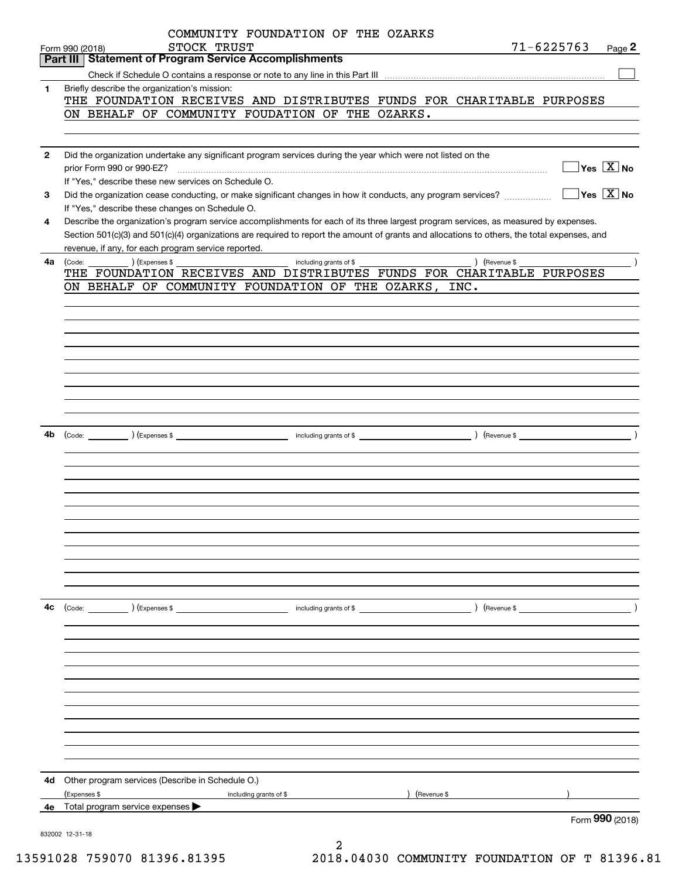COMMUNITY FOUNDATION OF THE OZARKS
STOCK TRUST 71-6225763

Form 990 (2018) Page **2**

## Part III Statement of Program Service Accomplishments

Check if Schedule O contains a response or note to any line in this Part III ☐

**1** Briefly describe the organization's mission:

THE FOUNDATION RECEIVES AND DISTRIBUTES FUNDS FOR CHARITABLE PURPOSES ON BEHALF OF COMMUNITY FOUDATION OF THE OZARKS.

**2** Did the organization undertake any significant program services during the year which were not listed on the prior Form 990 or 990-EZ? ☐ Yes ☒ No

If "Yes," describe these new services on Schedule O.

**3** Did the organization cease conducting, or make significant changes in how it conducts, any program services? ☐ Yes ☒ No

If "Yes," describe these changes on Schedule O.

**4** Describe the organization's program service accomplishments for each of its three largest program services, as measured by expenses. Section 501(c)(3) and 501(c)(4) organizations are required to report the amount of grants and allocations to others, the total expenses, and revenue, if any, for each program service reported.

**4a** (Code: ) (Expenses $ including grants of $ ) (Revenue $ )

THE FOUNDATION RECEIVES AND DISTRIBUTES FUNDS FOR CHARITABLE PURPOSES ON BEHALF OF COMMUNITY FOUNDATION OF THE OZARKS, INC.

**4b** (Code: ) (Expenses $ including grants of $ ) (Revenue $ )

**4c** (Code: ) (Expenses $ including grants of $ ) (Revenue $ )

**4d** Other program services (Describe in Schedule O.)

(Expenses $ including grants of $ ) (Revenue $ )

**4e** Total program service expenses ▶

Form **990** (2018)

832002 12-31-18

13591028 759070 81396.81395 2018.04030 COMMUNITY FOUNDATION OF T 81396.81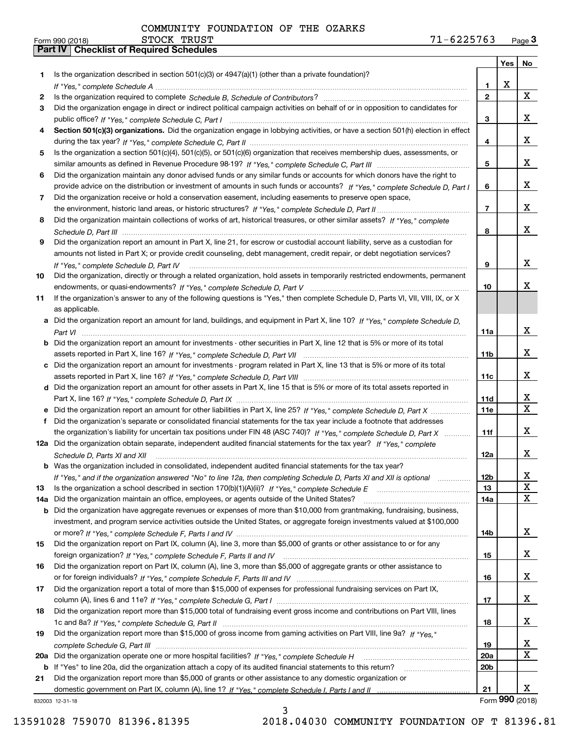COMMUNITY FOUNDATION OF THE OZARKS
STOCK TRUST 71-6225763

Form 990 (2018) Page 3

## Part IV | Checklist of Required Schedules

| | | | Yes | No |
|---|---|---|---|---|
| 1 | Is the organization described in section 501(c)(3) or 4947(a)(1) (other than a private foundation)? *If "Yes," complete Schedule A* | 1 | X | |
| 2 | Is the organization required to complete *Schedule B, Schedule of Contributors*? | 2 | | X |
| 3 | Did the organization engage in direct or indirect political campaign activities on behalf of or in opposition to candidates for public office? *If "Yes," complete Schedule C, Part I* | 3 | | X |
| 4 | **Section 501(c)(3) organizations.** Did the organization engage in lobbying activities, or have a section 501(h) election in effect during the tax year? *If "Yes," complete Schedule C, Part II* | 4 | | X |
| 5 | Is the organization a section 501(c)(4), 501(c)(5), or 501(c)(6) organization that receives membership dues, assessments, or similar amounts as defined in Revenue Procedure 98-19? *If "Yes," complete Schedule C, Part III* | 5 | | X |
| 6 | Did the organization maintain any donor advised funds or any similar funds or accounts for which donors have the right to provide advice on the distribution or investment of amounts in such funds or accounts? *If "Yes," complete Schedule D, Part I* | 6 | | X |
| 7 | Did the organization receive or hold a conservation easement, including easements to preserve open space, the environment, historic land areas, or historic structures? *If "Yes," complete Schedule D, Part II* | 7 | | X |
| 8 | Did the organization maintain collections of works of art, historical treasures, or other similar assets? *If "Yes," complete Schedule D, Part III* | 8 | | X |
| 9 | Did the organization report an amount in Part X, line 21, for escrow or custodial account liability, serve as a custodian for amounts not listed in Part X; or provide credit counseling, debt management, credit repair, or debt negotiation services? *If "Yes," complete Schedule D, Part IV* | 9 | | X |
| 10 | Did the organization, directly or through a related organization, hold assets in temporarily restricted endowments, permanent endowments, or quasi-endowments? *If "Yes," complete Schedule D, Part V* | 10 | | X |
| 11 | If the organization's answer to any of the following questions is "Yes," then complete Schedule D, Parts VI, VII, VIII, IX, or X as applicable. | | | |
| a | Did the organization report an amount for land, buildings, and equipment in Part X, line 10? *If "Yes," complete Schedule D, Part VI* | 11a | | X |
| b | Did the organization report an amount for investments - other securities in Part X, line 12 that is 5% or more of its total assets reported in Part X, line 16? *If "Yes," complete Schedule D, Part VII* | 11b | | X |
| c | Did the organization report an amount for investments - program related in Part X, line 13 that is 5% or more of its total assets reported in Part X, line 16? *If "Yes," complete Schedule D, Part VIII* | 11c | | X |
| d | Did the organization report an amount for other assets in Part X, line 15 that is 5% or more of its total assets reported in Part X, line 16? *If "Yes," complete Schedule D, Part IX* | 11d | | X |
| e | Did the organization report an amount for other liabilities in Part X, line 25? *If "Yes," complete Schedule D, Part X* | 11e | | X |
| f | Did the organization's separate or consolidated financial statements for the tax year include a footnote that addresses the organization's liability for uncertain tax positions under FIN 48 (ASC 740)? *If "Yes," complete Schedule D, Part X* | 11f | | X |
| 12a | Did the organization obtain separate, independent audited financial statements for the tax year? *If "Yes," complete Schedule D, Parts XI and XII* | 12a | | X |
| b | Was the organization included in consolidated, independent audited financial statements for the tax year? *If "Yes," and if the organization answered "No" to line 12a, then completing Schedule D, Parts XI and XII is optional* | 12b | | X |
| 13 | Is the organization a school described in section 170(b)(1)(A)(ii)? *If "Yes," complete Schedule E* | 13 | | X |
| 14a | Did the organization maintain an office, employees, or agents outside of the United States? | 14a | | X |
| b | Did the organization have aggregate revenues or expenses of more than $10,000 from grantmaking, fundraising, business, investment, and program service activities outside the United States, or aggregate foreign investments valued at $100,000 or more? *If "Yes," complete Schedule F, Parts I and IV* | 14b | | X |
| 15 | Did the organization report on Part IX, column (A), line 3, more than $5,000 of grants or other assistance to or for any foreign organization? *If "Yes," complete Schedule F, Parts II and IV* | 15 | | X |
| 16 | Did the organization report on Part IX, column (A), line 3, more than $5,000 of aggregate grants or other assistance to or for foreign individuals? *If "Yes," complete Schedule F, Parts III and IV* | 16 | | X |
| 17 | Did the organization report a total of more than $15,000 of expenses for professional fundraising services on Part IX, column (A), lines 6 and 11e? *If "Yes," complete Schedule G, Part I* | 17 | | X |
| 18 | Did the organization report more than $15,000 total of fundraising event gross income and contributions on Part VIII, lines 1c and 8a? *If "Yes," complete Schedule G, Part II* | 18 | | X |
| 19 | Did the organization report more than $15,000 of gross income from gaming activities on Part VIII, line 9a? *If "Yes," complete Schedule G, Part III* | 19 | | X |
| 20a | Did the organization operate one or more hospital facilities? *If "Yes," complete Schedule H* | 20a | | X |
| b | If "Yes" to line 20a, did the organization attach a copy of its audited financial statements to this return? | 20b | | |
| 21 | Did the organization report more than $5,000 of grants or other assistance to any domestic organization or domestic government on Part IX, column (A), line 1? *If "Yes," complete Schedule I, Parts I and II* | 21 | | X |

832003 12-31-18 Form 990 (2018)

13591028 759070 81396.81395 2018.04030 COMMUNITY FOUNDATION OF T 81396.81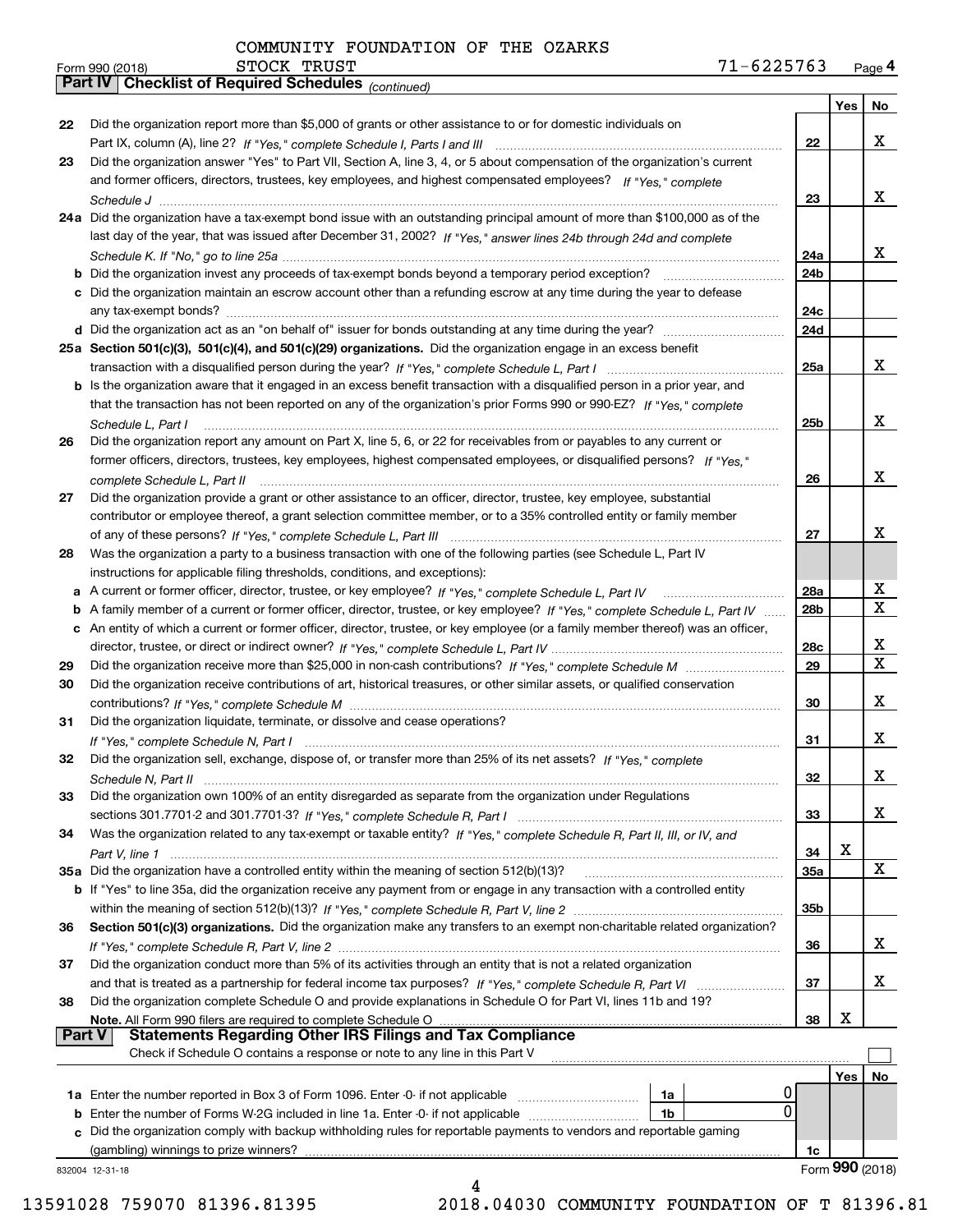COMMUNITY FOUNDATION OF THE OZARKS
Form 990 (2018) STOCK TRUST 71-6225763 Page 4

**Part IV Checklist of Required Schedules** *(continued)*

| | | | Yes | No |
|---|---|---|---|---|
| 22 | Did the organization report more than $5,000 of grants or other assistance to or for domestic individuals on Part IX, column (A), line 2? *If "Yes," complete Schedule I, Parts I and III* | 22 | | X |
| 23 | Did the organization answer "Yes" to Part VII, Section A, line 3, 4, or 5 about compensation of the organization's current and former officers, directors, trustees, key employees, and highest compensated employees? *If "Yes," complete Schedule J* | 23 | | X |
| 24a | Did the organization have a tax-exempt bond issue with an outstanding principal amount of more than $100,000 as of the last day of the year, that was issued after December 31, 2002? *If "Yes," answer lines 24b through 24d and complete Schedule K. If "No," go to line 25a* | 24a | | X |
| b | Did the organization invest any proceeds of tax-exempt bonds beyond a temporary period exception? | 24b | | |
| c | Did the organization maintain an escrow account other than a refunding escrow at any time during the year to defease any tax-exempt bonds? | 24c | | |
| d | Did the organization act as an "on behalf of" issuer for bonds outstanding at any time during the year? | 24d | | |
| 25a | **Section 501(c)(3), 501(c)(4), and 501(c)(29) organizations.** Did the organization engage in an excess benefit transaction with a disqualified person during the year? *If "Yes," complete Schedule L, Part I* | 25a | | X |
| b | Is the organization aware that it engaged in an excess benefit transaction with a disqualified person in a prior year, and that the transaction has not been reported on any of the organization's prior Forms 990 or 990-EZ? *If "Yes," complete Schedule L, Part I* | 25b | | X |
| 26 | Did the organization report any amount on Part X, line 5, 6, or 22 for receivables from or payables to any current or former officers, directors, trustees, key employees, highest compensated employees, or disqualified persons? *If "Yes," complete Schedule L, Part II* | 26 | | X |
| 27 | Did the organization provide a grant or other assistance to an officer, director, trustee, key employee, substantial contributor or employee thereof, a grant selection committee member, or to a 35% controlled entity or family member of any of these persons? *If "Yes," complete Schedule L, Part III* | 27 | | X |
| 28 | Was the organization a party to a business transaction with one of the following parties (see Schedule L, Part IV instructions for applicable filing thresholds, conditions, and exceptions): | | | |
| a | A current or former officer, director, trustee, or key employee? *If "Yes," complete Schedule L, Part IV* | 28a | | X |
| b | A family member of a current or former officer, director, trustee, or key employee? *If "Yes," complete Schedule L, Part IV* | 28b | | X |
| c | An entity of which a current or former officer, director, trustee, or key employee (or a family member thereof) was an officer, director, trustee, or direct or indirect owner? *If "Yes," complete Schedule L, Part IV* | 28c | | X |
| 29 | Did the organization receive more than $25,000 in non-cash contributions? *If "Yes," complete Schedule M* | 29 | | X |
| 30 | Did the organization receive contributions of art, historical treasures, or other similar assets, or qualified conservation contributions? *If "Yes," complete Schedule M* | 30 | | X |
| 31 | Did the organization liquidate, terminate, or dissolve and cease operations? *If "Yes," complete Schedule N, Part I* | 31 | | X |
| 32 | Did the organization sell, exchange, dispose of, or transfer more than 25% of its net assets? *If "Yes," complete Schedule N, Part II* | 32 | | X |
| 33 | Did the organization own 100% of an entity disregarded as separate from the organization under Regulations sections 301.7701-2 and 301.7701-3? *If "Yes," complete Schedule R, Part I* | 33 | | X |
| 34 | Was the organization related to any tax-exempt or taxable entity? *If "Yes," complete Schedule R, Part II, III, or IV, and Part V, line 1* | 34 | X | |
| 35a | Did the organization have a controlled entity within the meaning of section 512(b)(13)? | 35a | | X |
| b | If "Yes" to line 35a, did the organization receive any payment from or engage in any transaction with a controlled entity within the meaning of section 512(b)(13)? *If "Yes," complete Schedule R, Part V, line 2* | 35b | | |
| 36 | **Section 501(c)(3) organizations.** Did the organization make any transfers to an exempt non-charitable related organization? *If "Yes," complete Schedule R, Part V, line 2* | 36 | | X |
| 37 | Did the organization conduct more than 5% of its activities through an entity that is not a related organization and that is treated as a partnership for federal income tax purposes? *If "Yes," complete Schedule R, Part VI* | 37 | | X |
| 38 | Did the organization complete Schedule O and provide explanations in Schedule O for Part VI, lines 11b and 19? **Note.** All Form 990 filers are required to complete Schedule O | 38 | X | |

**Part V Statements Regarding Other IRS Filings and Tax Compliance**

Check if Schedule O contains a response or note to any line in this Part V ☐

| | | | | | Yes | No |
|---|---|---|---|---|---|---|
| 1a | Enter the number reported in Box 3 of Form 1096. Enter -0- if not applicable | 1a | 0 | | | |
| b | Enter the number of Forms W-2G included in line 1a. Enter -0- if not applicable | 1b | 0 | | | |
| c | Did the organization comply with backup withholding rules for reportable payments to vendors and reportable gaming (gambling) winnings to prize winners? | | | 1c | | |

832004 12-31-18 Form **990** (2018)

13591028 759070 81396.81395 2018.04030 COMMUNITY FOUNDATION OF T 81396.81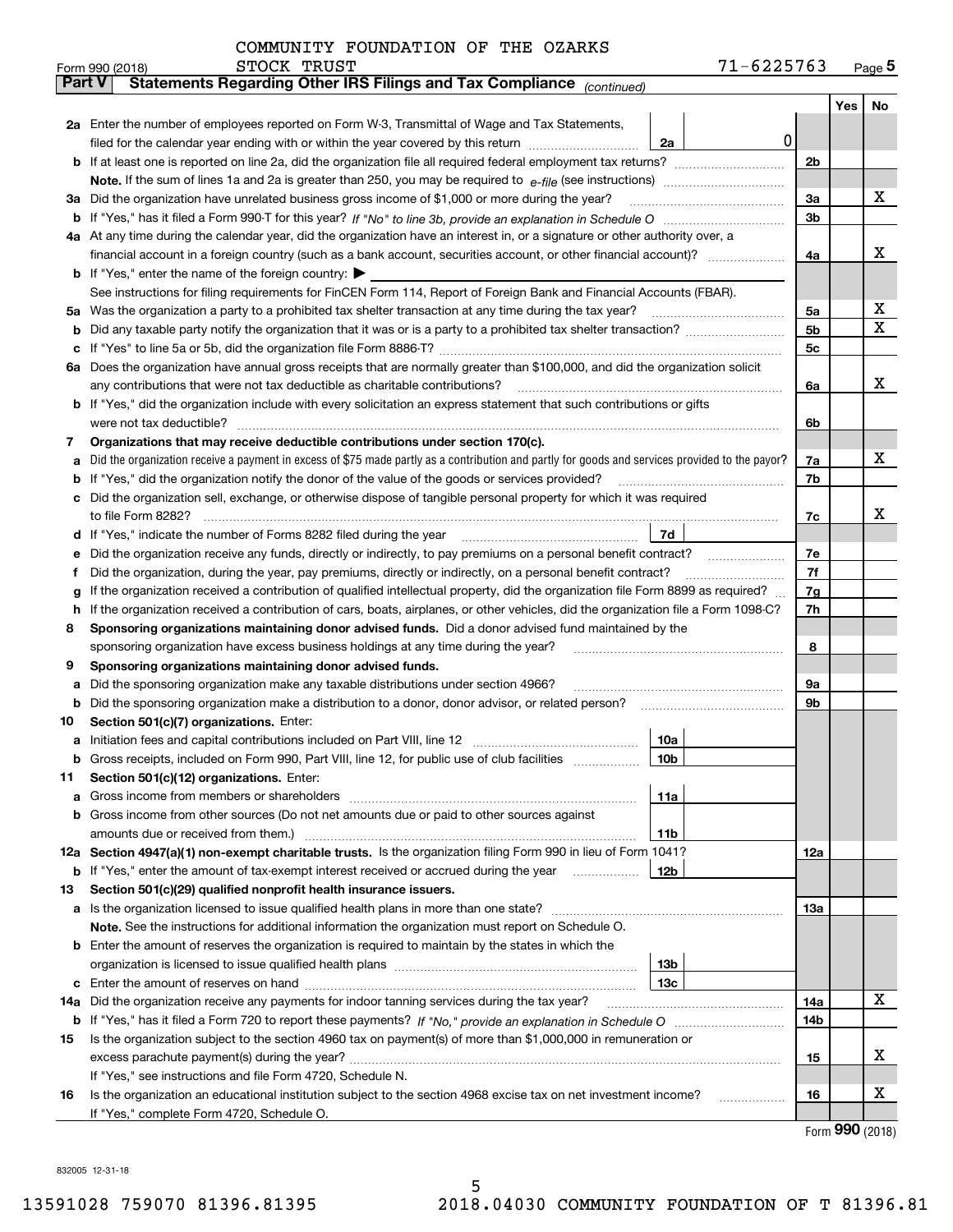COMMUNITY FOUNDATION OF THE OZARKS
STOCK TRUST

Form 990 (2018) 71-6225763 Page **5**

## Part V Statements Regarding Other IRS Filings and Tax Compliance *(continued)*

| | | | | | Yes | No |
|---|---|---|---|---|---|---|
| **2a** | Enter the number of employees reported on Form W-3, Transmittal of Wage and Tax Statements, filed for the calendar year ending with or within the year covered by this return | 2a | 0 | | | |
| **b** | If at least one is reported on line 2a, did the organization file all required federal employment tax returns? | | | 2b | | |
| | **Note.** If the sum of lines 1a and 2a is greater than 250, you may be required to *e-file* (see instructions) | | | | | |
| **3a** | Did the organization have unrelated business gross income of $1,000 or more during the year? | | | 3a | | X |
| **b** | If "Yes," has it filed a Form 990-T for this year? *If "No" to line 3b, provide an explanation in Schedule O* | | | 3b | | |
| **4a** | At any time during the calendar year, did the organization have an interest in, or a signature or other authority over, a financial account in a foreign country (such as a bank account, securities account, or other financial account)? | | | 4a | | X |
| **b** | If "Yes," enter the name of the foreign country: ▶ | | | | | |
| | See instructions for filing requirements for FinCEN Form 114, Report of Foreign Bank and Financial Accounts (FBAR). | | | | | |
| **5a** | Was the organization a party to a prohibited tax shelter transaction at any time during the tax year? | | | 5a | | X |
| **b** | Did any taxable party notify the organization that it was or is a party to a prohibited tax shelter transaction? | | | 5b | | X |
| **c** | If "Yes" to line 5a or 5b, did the organization file Form 8886-T? | | | 5c | | |
| **6a** | Does the organization have annual gross receipts that are normally greater than $100,000, and did the organization solicit any contributions that were not tax deductible as charitable contributions? | | | 6a | | X |
| **b** | If "Yes," did the organization include with every solicitation an express statement that such contributions or gifts were not tax deductible? | | | 6b | | |
| **7** | **Organizations that may receive deductible contributions under section 170(c).** | | | | | |
| **a** | Did the organization receive a payment in excess of $75 made partly as a contribution and partly for goods and services provided to the payor? | | | 7a | | X |
| **b** | If "Yes," did the organization notify the donor of the value of the goods or services provided? | | | 7b | | |
| **c** | Did the organization sell, exchange, or otherwise dispose of tangible personal property for which it was required to file Form 8282? | | | 7c | | X |
| **d** | If "Yes," indicate the number of Forms 8282 filed during the year | 7d | | | | |
| **e** | Did the organization receive any funds, directly or indirectly, to pay premiums on a personal benefit contract? | | | 7e | | |
| **f** | Did the organization, during the year, pay premiums, directly or indirectly, on a personal benefit contract? | | | 7f | | |
| **g** | If the organization received a contribution of qualified intellectual property, did the organization file Form 8899 as required? | | | 7g | | |
| **h** | If the organization received a contribution of cars, boats, airplanes, or other vehicles, did the organization file a Form 1098-C? | | | 7h | | |
| **8** | **Sponsoring organizations maintaining donor advised funds.** Did a donor advised fund maintained by the sponsoring organization have excess business holdings at any time during the year? | | | 8 | | |
| **9** | **Sponsoring organizations maintaining donor advised funds.** | | | | | |
| **a** | Did the sponsoring organization make any taxable distributions under section 4966? | | | 9a | | |
| **b** | Did the sponsoring organization make a distribution to a donor, donor advisor, or related person? | | | 9b | | |
| **10** | **Section 501(c)(7) organizations.** Enter: | | | | | |
| **a** | Initiation fees and capital contributions included on Part VIII, line 12 | 10a | | | | |
| **b** | Gross receipts, included on Form 990, Part VIII, line 12, for public use of club facilities | 10b | | | | |
| **11** | **Section 501(c)(12) organizations.** Enter: | | | | | |
| **a** | Gross income from members or shareholders | 11a | | | | |
| **b** | Gross income from other sources (Do not net amounts due or paid to other sources against amounts due or received from them.) | 11b | | | | |
| **12a** | **Section 4947(a)(1) non-exempt charitable trusts.** Is the organization filing Form 990 in lieu of Form 1041? | | | 12a | | |
| **b** | If "Yes," enter the amount of tax-exempt interest received or accrued during the year | 12b | | | | |
| **13** | **Section 501(c)(29) qualified nonprofit health insurance issuers.** | | | | | |
| **a** | Is the organization licensed to issue qualified health plans in more than one state? | | | 13a | | |
| | **Note.** See the instructions for additional information the organization must report on Schedule O. | | | | | |
| **b** | Enter the amount of reserves the organization is required to maintain by the states in which the organization is licensed to issue qualified health plans | 13b | | | | |
| **c** | Enter the amount of reserves on hand | 13c | | | | |
| **14a** | Did the organization receive any payments for indoor tanning services during the tax year? | | | 14a | | X |
| **b** | If "Yes," has it filed a Form 720 to report these payments? *If "No," provide an explanation in Schedule O* | | | 14b | | |
| **15** | Is the organization subject to the section 4960 tax on payment(s) of more than $1,000,000 in remuneration or excess parachute payment(s) during the year? | | | 15 | | X |
| | If "Yes," see instructions and file Form 4720, Schedule N. | | | | | |
| **16** | Is the organization an educational institution subject to the section 4968 excise tax on net investment income? | | | 16 | | X |
| | If "Yes," complete Form 4720, Schedule O. | | | | | |

Form **990** (2018)

832005 12-31-18

13591028 759070 81396.81395 2018.04030 COMMUNITY FOUNDATION OF T 81396.81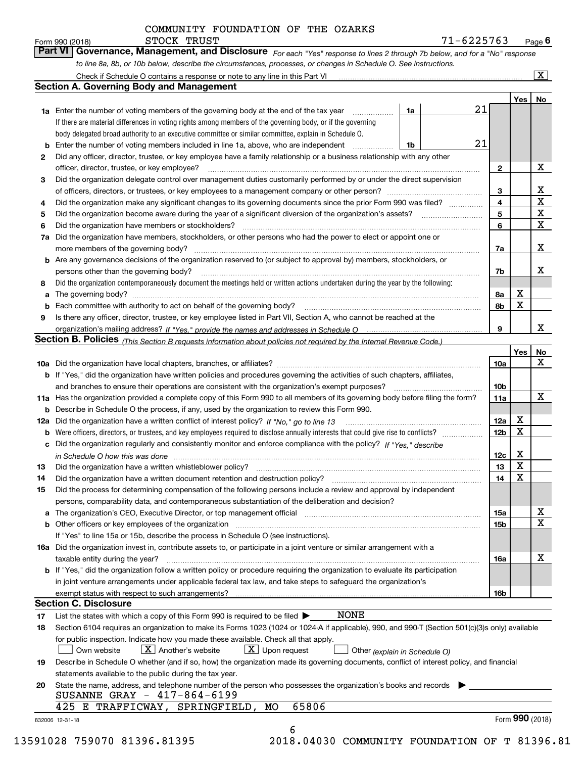COMMUNITY FOUNDATION OF THE OZARKS

Form 990 (2018) STOCK TRUST 71-6225763 Page **6**

## Part VI Governance, Management, and Disclosure

*For each "Yes" response to lines 2 through 7b below, and for a "No" response to line 8a, 8b, or 10b below, describe the circumstances, processes, or changes in Schedule O. See instructions.*

Check if Schedule O contains a response or note to any line in this Part VI [X]

### Section A. Governing Body and Management

| | | | | Yes | No |
|---|---|---|---|---|---|
| **1a** | Enter the number of voting members of the governing body at the end of the tax year. If there are material differences in voting rights among members of the governing body, or if the governing body delegated broad authority to an executive committee or similar committee, explain in Schedule O. | 1a | 21 | | |
| **b** | Enter the number of voting members included in line 1a, above, who are independent | 1b | 21 | | |
| **2** | Did any officer, director, trustee, or key employee have a family relationship or a business relationship with any other officer, director, trustee, or key employee? | 2 | | | X |
| **3** | Did the organization delegate control over management duties customarily performed by or under the direct supervision of officers, directors, or trustees, or key employees to a management company or other person? | 3 | | | X |
| **4** | Did the organization make any significant changes to its governing documents since the prior Form 990 was filed? | 4 | | | X |
| **5** | Did the organization become aware during the year of a significant diversion of the organization's assets? | 5 | | | X |
| **6** | Did the organization have members or stockholders? | 6 | | | X |
| **7a** | Did the organization have members, stockholders, or other persons who had the power to elect or appoint one or more members of the governing body? | 7a | | | X |
| **b** | Are any governance decisions of the organization reserved to (or subject to approval by) members, stockholders, or persons other than the governing body? | 7b | | | X |
| **8** | Did the organization contemporaneously document the meetings held or written actions undertaken during the year by the following: | | | | |
| **a** | The governing body? | 8a | | X | |
| **b** | Each committee with authority to act on behalf of the governing body? | 8b | | X | |
| **9** | Is there any officer, director, trustee, or key employee listed in Part VII, Section A, who cannot be reached at the organization's mailing address? *If "Yes," provide the names and addresses in Schedule O* | 9 | | | X |

### Section B. Policies *(This Section B requests information about policies not required by the Internal Revenue Code.)*

| | | | Yes | No |
|---|---|---|---|---|
| **10a** | Did the organization have local chapters, branches, or affiliates? | 10a | | X |
| **b** | If "Yes," did the organization have written policies and procedures governing the activities of such chapters, affiliates, and branches to ensure their operations are consistent with the organization's exempt purposes? | 10b | | |
| **11a** | Has the organization provided a complete copy of this Form 990 to all members of its governing body before filing the form? | 11a | | X |
| **b** | Describe in Schedule O the process, if any, used by the organization to review this Form 990. | | | |
| **12a** | Did the organization have a written conflict of interest policy? *If "No," go to line 13* | 12a | X | |
| **b** | Were officers, directors, or trustees, and key employees required to disclose annually interests that could give rise to conflicts? | 12b | X | |
| **c** | Did the organization regularly and consistently monitor and enforce compliance with the policy? *If "Yes," describe in Schedule O how this was done* | 12c | X | |
| **13** | Did the organization have a written whistleblower policy? | 13 | X | |
| **14** | Did the organization have a written document retention and destruction policy? | 14 | X | |
| **15** | Did the process for determining compensation of the following persons include a review and approval by independent persons, comparability data, and contemporaneous substantiation of the deliberation and decision? | | | |
| **a** | The organization's CEO, Executive Director, or top management official | 15a | | X |
| **b** | Other officers or key employees of the organization. If "Yes" to line 15a or 15b, describe the process in Schedule O (see instructions). | 15b | | X |
| **16a** | Did the organization invest in, contribute assets to, or participate in a joint venture or similar arrangement with a taxable entity during the year? | 16a | | X |
| **b** | If "Yes," did the organization follow a written policy or procedure requiring the organization to evaluate its participation in joint venture arrangements under applicable federal tax law, and take steps to safeguard the organization's exempt status with respect to such arrangements? | 16b | | |

### Section C. Disclosure

**17** List the states with which a copy of this Form 990 is required to be filed ▶ NONE

**18** Section 6104 requires an organization to make its Forms 1023 (1024 or 1024-A if applicable), 990, and 990-T (Section 501(c)(3)s only) available for public inspection. Indicate how you made these available. Check all that apply.

[ ] Own website [X] Another's website [X] Upon request [ ] Other *(explain in Schedule O)*

**19** Describe in Schedule O whether (and if so, how) the organization made its governing documents, conflict of interest policy, and financial statements available to the public during the tax year.

**20** State the name, address, and telephone number of the person who possesses the organization's books and records ▶

SUSANNE GRAY - 417-864-6199
425 E TRAFFICWAY, SPRINGFIELD, MO 65806

832006 12-31-18 Form **990** (2018)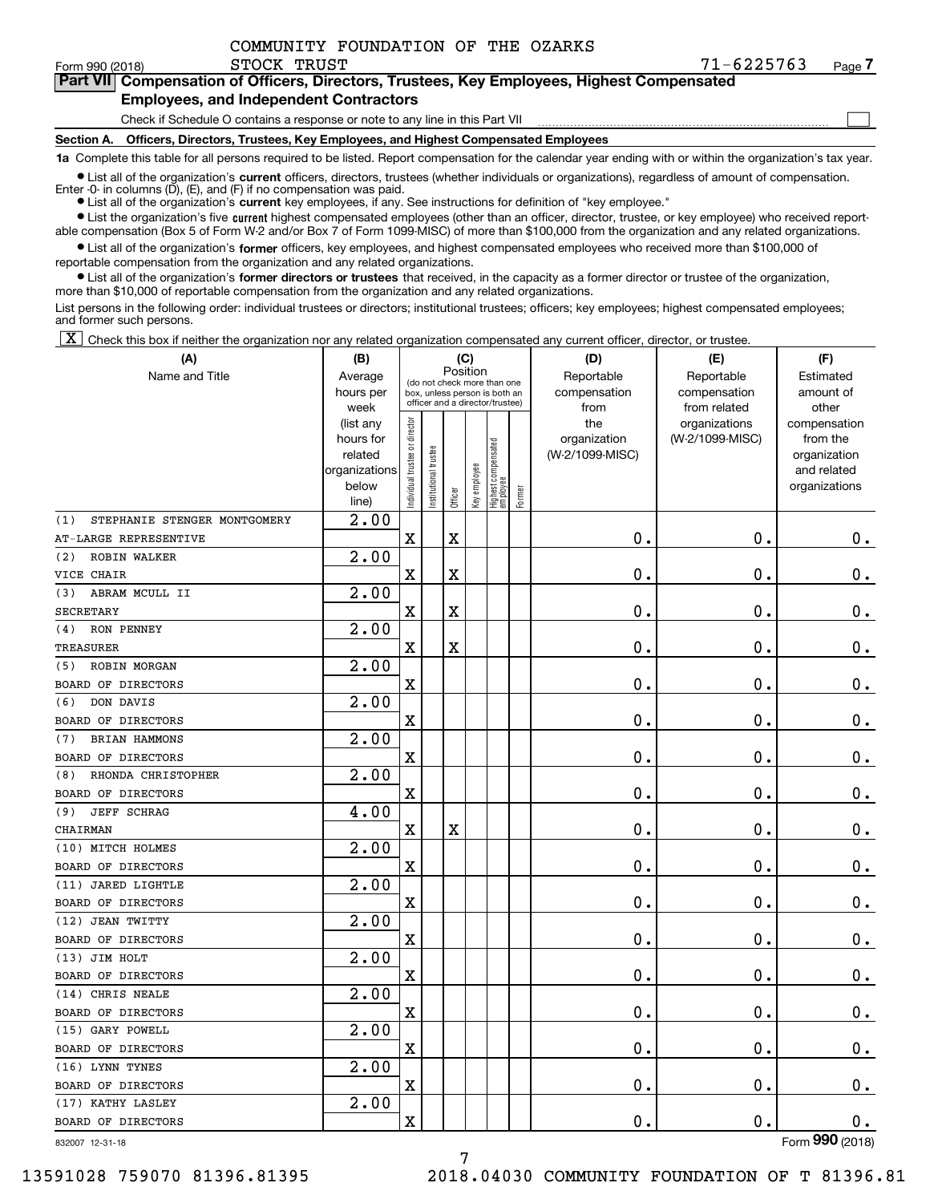COMMUNITY FOUNDATION OF THE OZARKS

Form 990 (2018) STOCK TRUST 71-6225763 Page 7

**Part VII Compensation of Officers, Directors, Trustees, Key Employees, Highest Compensated Employees, and Independent Contractors**

Check if Schedule O contains a response or note to any line in this Part VII ☐

**Section A. Officers, Directors, Trustees, Key Employees, and Highest Compensated Employees**

**1a** Complete this table for all persons required to be listed. Report compensation for the calendar year ending with or within the organization's tax year.

- List all of the organization's **current** officers, directors, trustees (whether individuals or organizations), regardless of amount of compensation. Enter -0- in columns (D), (E), and (F) if no compensation was paid.
- List all of the organization's **current** key employees, if any. See instructions for definition of "key employee."
- List the organization's five **current** highest compensated employees (other than an officer, director, trustee, or key employee) who received reportable compensation (Box 5 of Form W-2 and/or Box 7 of Form 1099-MISC) of more than $100,000 from the organization and any related organizations.
- List all of the organization's **former** officers, key employees, and highest compensated employees who received more than $100,000 of reportable compensation from the organization and any related organizations.
- List all of the organization's **former directors or trustees** that received, in the capacity as a former director or trustee of the organization, more than $10,000 of reportable compensation from the organization and any related organizations.

List persons in the following order: individual trustees or directors; institutional trustees; officers; key employees; highest compensated employees; and former such persons.

☒ Check this box if neither the organization nor any related organization compensated any current officer, director, or trustee.

| (A) Name and Title | (B) Average hours per week (list any hours for related organizations below line) | (C) Position: Individual trustee or director | Institutional trustee | Officer | Key employee | Highest compensated employee | Former | (D) Reportable compensation from the organization (W-2/1099-MISC) | (E) Reportable compensation from related organizations (W-2/1099-MISC) | (F) Estimated amount of other compensation from the organization and related organizations |
|---|---|---|---|---|---|---|---|---|---|---|
| (1) STEPHANIE STENGER MONTGOMERY<br>AT-LARGE REPRESENTIVE | 2.00 | X | | X | | | | 0. | 0. | 0. |
| (2) ROBIN WALKER<br>VICE CHAIR | 2.00 | X | | X | | | | 0. | 0. | 0. |
| (3) ABRAM MCULL II<br>SECRETARY | 2.00 | X | | X | | | | 0. | 0. | 0. |
| (4) RON PENNEY<br>TREASURER | 2.00 | X | | X | | | | 0. | 0. | 0. |
| (5) ROBIN MORGAN<br>BOARD OF DIRECTORS | 2.00 | X | | | | | | 0. | 0. | 0. |
| (6) DON DAVIS<br>BOARD OF DIRECTORS | 2.00 | X | | | | | | 0. | 0. | 0. |
| (7) BRIAN HAMMONS<br>BOARD OF DIRECTORS | 2.00 | X | | | | | | 0. | 0. | 0. |
| (8) RHONDA CHRISTOPHER<br>BOARD OF DIRECTORS | 2.00 | X | | | | | | 0. | 0. | 0. |
| (9) JEFF SCHRAG<br>CHAIRMAN | 4.00 | X | | X | | | | 0. | 0. | 0. |
| (10) MITCH HOLMES<br>BOARD OF DIRECTORS | 2.00 | X | | | | | | 0. | 0. | 0. |
| (11) JARED LIGHTLE<br>BOARD OF DIRECTORS | 2.00 | X | | | | | | 0. | 0. | 0. |
| (12) JEAN TWITTY<br>BOARD OF DIRECTORS | 2.00 | X | | | | | | 0. | 0. | 0. |
| (13) JIM HOLT<br>BOARD OF DIRECTORS | 2.00 | X | | | | | | 0. | 0. | 0. |
| (14) CHRIS NEALE<br>BOARD OF DIRECTORS | 2.00 | X | | | | | | 0. | 0. | 0. |
| (15) GARY POWELL<br>BOARD OF DIRECTORS | 2.00 | X | | | | | | 0. | 0. | 0. |
| (16) LYNN TYNES<br>BOARD OF DIRECTORS | 2.00 | X | | | | | | 0. | 0. | 0. |
| (17) KATHY LASLEY<br>BOARD OF DIRECTORS | 2.00 | X | | | | | | 0. | 0. | 0. |

832007 12-31-18

Form 990 (2018)

13591028 759070 81396.81395 2018.04030 COMMUNITY FOUNDATION OF T 81396.81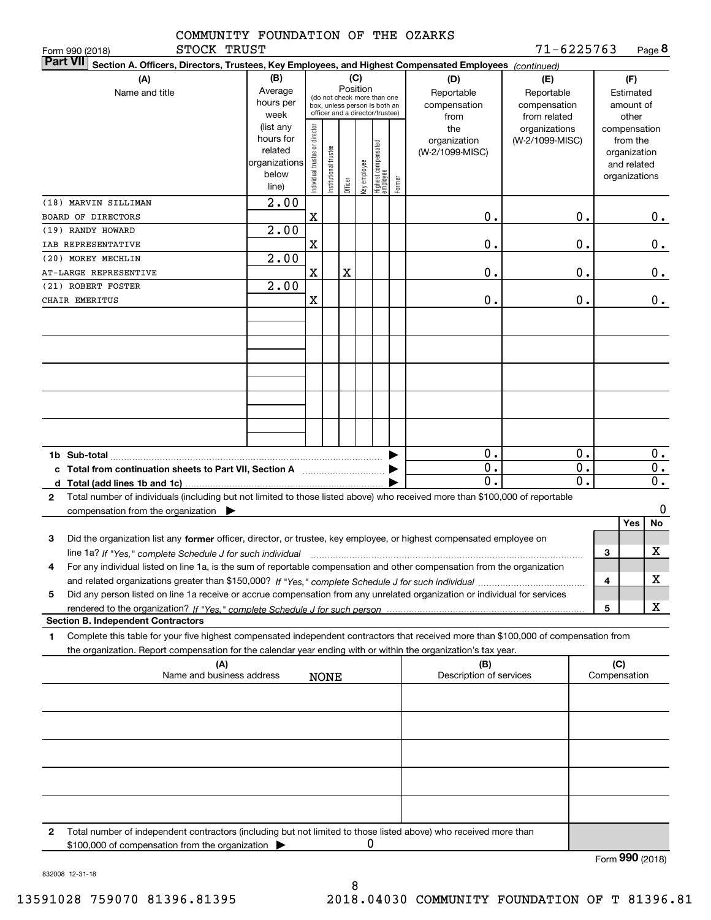COMMUNITY FOUNDATION OF THE OZARKS
STOCK TRUST

Form 990 (2018) 71-6225763 Page 8

**Part VII Section A. Officers, Directors, Trustees, Key Employees, and Highest Compensated Employees** *(continued)*

| (A) Name and title | (B) Average hours per week (list any hours for related organizations below line) | (C) Position: Individual trustee or director | Institutional trustee | Officer | Key employee | Highest compensated employee | Former | (D) Reportable compensation from the organization (W-2/1099-MISC) | (E) Reportable compensation from related organizations (W-2/1099-MISC) | (F) Estimated amount of other compensation from the organization and related organizations |
|---|---|---|---|---|---|---|---|---|---|---|
| (18) MARVIN SILLIMAN<br>BOARD OF DIRECTORS | 2.00 | X | | | | | | 0. | 0. | 0. |
| (19) RANDY HOWARD<br>IAB REPRESENTATIVE | 2.00 | X | | | | | | 0. | 0. | 0. |
| (20) MOREY MECHLIN<br>AT-LARGE REPRESENTATIVE | 2.00 | X | | X | | | | 0. | 0. | 0. |
| (21) ROBERT FOSTER<br>CHAIR EMERITUS | 2.00 | X | | | | | | 0. | 0. | 0. |
| | | | | | | | | | | |
| | | | | | | | | | | |
| | | | | | | | | | | |
| | | | | | | | | | | |
| | | | | | | | | | | |

| | (D) | (E) | (F) |
|---|---|---|---|
| **1b Sub-total** ▶ | 0. | 0. | 0. |
| **c Total from continuation sheets to Part VII, Section A** ▶ | 0. | 0. | 0. |
| **d Total (add lines 1b and 1c)** ▶ | 0. | 0. | 0. |

**2** Total number of individuals (including but not limited to those listed above) who received more than $100,000 of reportable compensation from the organization ▶ 0

| | | | Yes | No |
|---|---|---|---|---|
| **3** | Did the organization list any **former** officer, director, or trustee, key employee, or highest compensated employee on line 1a? *If "Yes," complete Schedule J for such individual* | 3 | | X |
| **4** | For any individual listed on line 1a, is the sum of reportable compensation and other compensation from the organization and related organizations greater than $150,000? *If "Yes," complete Schedule J for such individual* | 4 | | X |
| **5** | Did any person listed on line 1a receive or accrue compensation from any unrelated organization or individual for services rendered to the organization? *If "Yes," complete Schedule J for such person* | 5 | | X |

**Section B. Independent Contractors**

**1** Complete this table for your five highest compensated independent contractors that received more than $100,000 of compensation from the organization. Report compensation for the calendar year ending with or within the organization's tax year.

| (A) Name and business address | (B) Description of services | (C) Compensation |
|---|---|---|
| NONE | | |
| | | |
| | | |
| | | |
| | | |

**2** Total number of independent contractors (including but not limited to those listed above) who received more than $100,000 of compensation from the organization ▶ 0

Form **990** (2018)

832008 12-31-18

13591028 759070 81396.81395 2018.04030 COMMUNITY FOUNDATION OF T 81396.81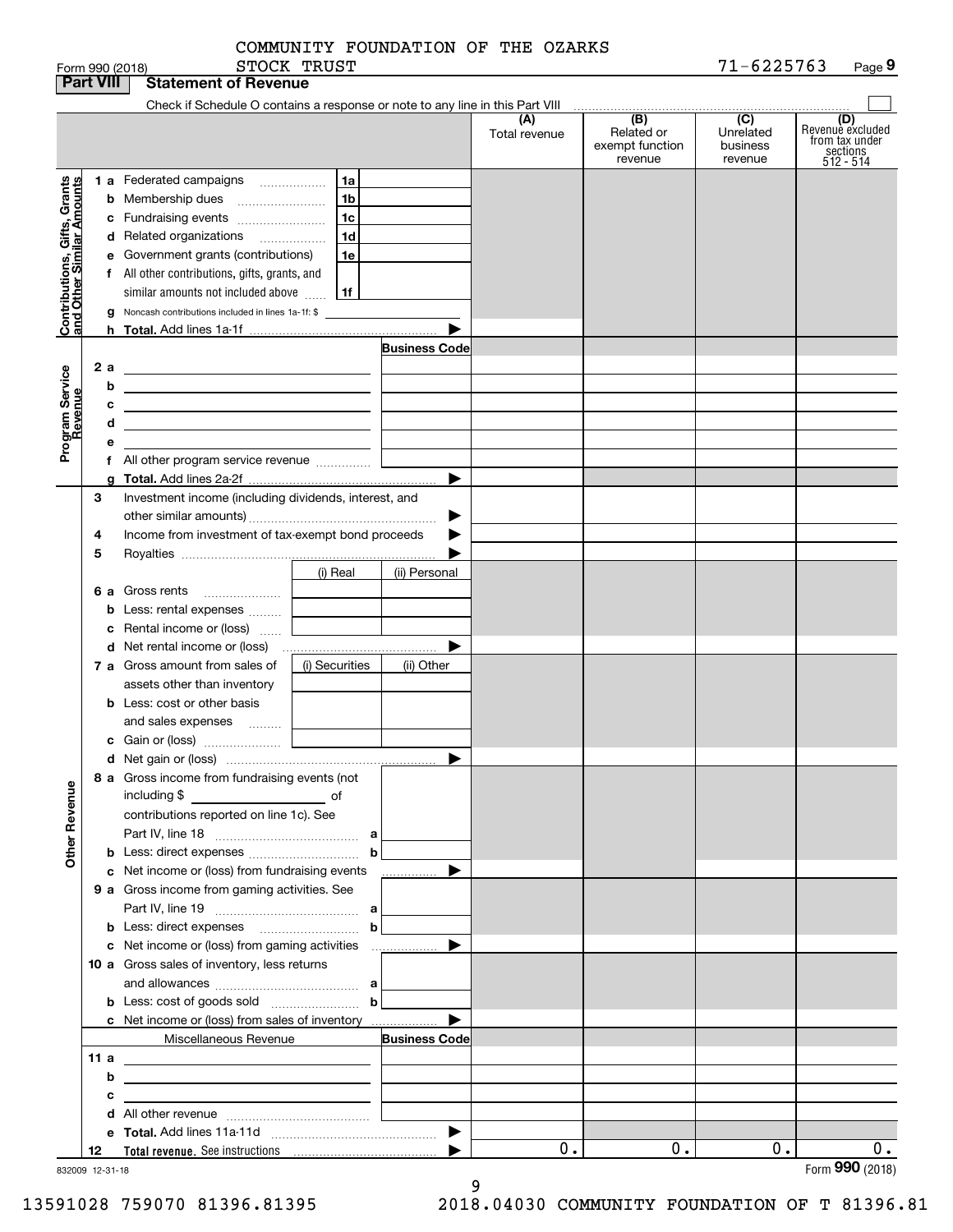COMMUNITY FOUNDATION OF THE OZARKS
STOCK TRUST

Form 990 (2018) 71-6225763 Page **9**

## Part VIII Statement of Revenue

Check if Schedule O contains a response or note to any line in this Part VIII ☐

| | | | (A) Total revenue | (B) Related or exempt function revenue | (C) Unrelated business revenue | (D) Revenue excluded from tax under sections 512 - 514 |
|---|---|---|---|---|---|---|
| **Contributions, Gifts, Grants and Other Similar Amounts** | 1 a Federated campaigns | 1a | | | | |
| | b Membership dues | 1b | | | | |
| | c Fundraising events | 1c | | | | |
| | d Related organizations | 1d | | | | |
| | e Government grants (contributions) | 1e | | | | |
| | f All other contributions, gifts, grants, and similar amounts not included above | 1f | | | | |
| | g Noncash contributions included in lines 1a-1f: $ | | | | | |
| | h **Total.** Add lines 1a-1f | ▶ | | | | |
| **Program Service Revenue** | | **Business Code** | | | | |
| | 2 a | | | | | |
| | b | | | | | |
| | c | | | | | |
| | d | | | | | |
| | e | | | | | |
| | f All other program service revenue | | | | | |
| | g **Total.** Add lines 2a-2f | ▶ | | | | |
| **Other Revenue** | 3 Investment income (including dividends, interest, and other similar amounts) | ▶ | | | | |
| | 4 Income from investment of tax-exempt bond proceeds | ▶ | | | | |
| | 5 Royalties | ▶ | | | | |
| | | (i) Real / (ii) Personal | | | | |
| | 6 a Gross rents | | | | | |
| | b Less: rental expenses | | | | | |
| | c Rental income or (loss) | | | | | |
| | d Net rental income or (loss) | ▶ | | | | |
| | | (i) Securities / (ii) Other | | | | |
| | 7 a Gross amount from sales of assets other than inventory | | | | | |
| | b Less: cost or other basis and sales expenses | | | | | |
| | c Gain or (loss) | | | | | |
| | d Net gain or (loss) | ▶ | | | | |
| | 8 a Gross income from fundraising events (not including $ ______ of contributions reported on line 1c). See Part IV, line 18 | a | | | | |
| | b Less: direct expenses | b | | | | |
| | c Net income or (loss) from fundraising events | ▶ | | | | |
| | 9 a Gross income from gaming activities. See Part IV, line 19 | a | | | | |
| | b Less: direct expenses | b | | | | |
| | c Net income or (loss) from gaming activities | ▶ | | | | |
| | 10 a Gross sales of inventory, less returns and allowances | a | | | | |
| | b Less: cost of goods sold | b | | | | |
| | c Net income or (loss) from sales of inventory | ▶ | | | | |
| | Miscellaneous Revenue | **Business Code** | | | | |
| | 11 a | | | | | |
| | b | | | | | |
| | c | | | | | |
| | d All other revenue | | | | | |
| | e **Total.** Add lines 11a-11d | ▶ | | | | |
| | 12 **Total revenue.** See instructions | ▶ | 0. | 0. | 0. | 0. |

832009 12-31-18

Form **990** (2018)

13591028 759070 81396.81395 2018.04030 COMMUNITY FOUNDATION OF T 81396.81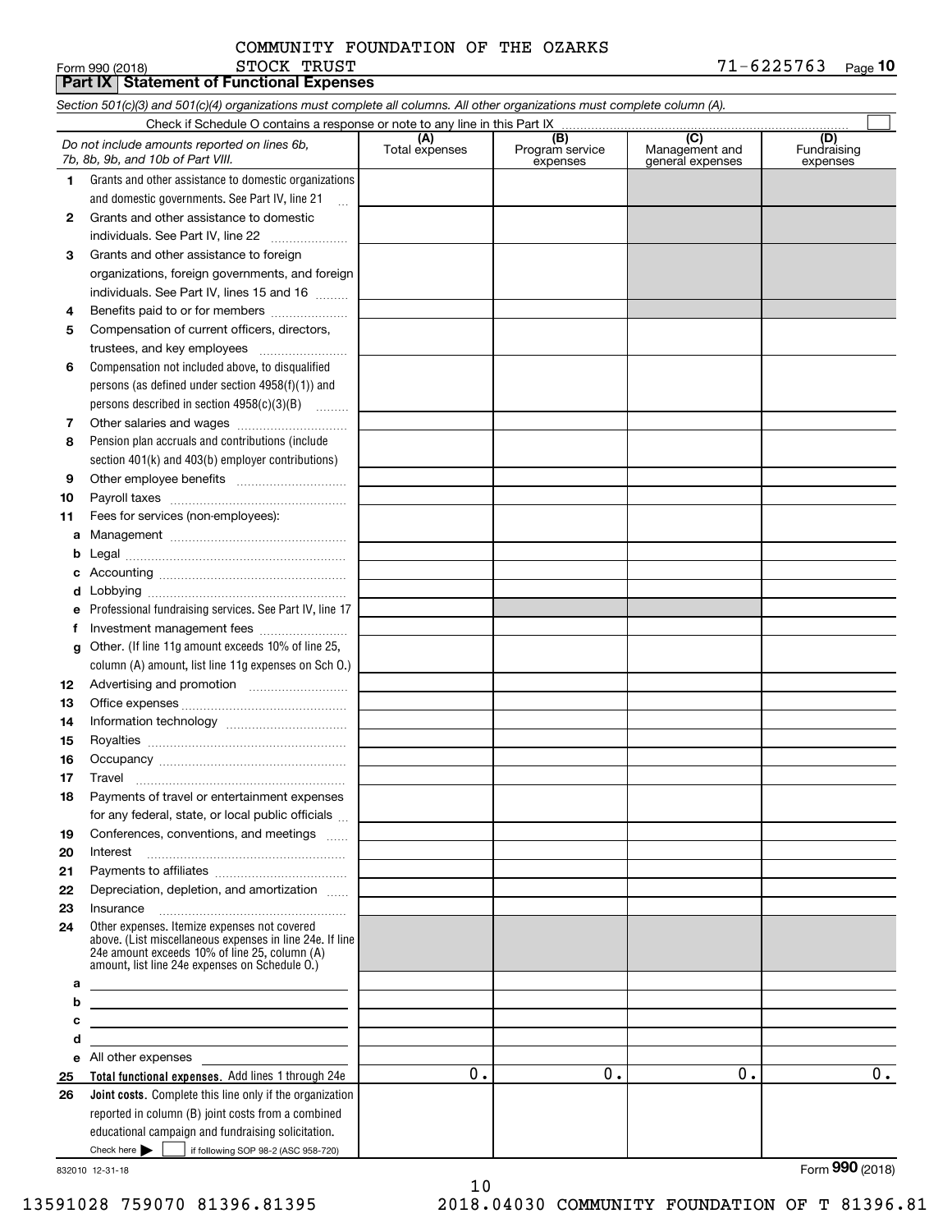COMMUNITY FOUNDATION OF THE OZARKS
STOCK TRUST

Form 990 (2018) 71-6225763 Page **10**

## Part IX Statement of Functional Expenses

*Section 501(c)(3) and 501(c)(4) organizations must complete all columns. All other organizations must complete column (A).*

Check if Schedule O contains a response or note to any line in this Part IX

| *Do not include amounts reported on lines 6b, 7b, 8b, 9b, and 10b of Part VIII.* | (A) Total expenses | (B) Program service expenses | (C) Management and general expenses | (D) Fundraising expenses |
|---|---|---|---|---|
| **1** Grants and other assistance to domestic organizations and domestic governments. See Part IV, line 21 | | | | |
| **2** Grants and other assistance to domestic individuals. See Part IV, line 22 | | | | |
| **3** Grants and other assistance to foreign organizations, foreign governments, and foreign individuals. See Part IV, lines 15 and 16 | | | | |
| **4** Benefits paid to or for members | | | | |
| **5** Compensation of current officers, directors, trustees, and key employees | | | | |
| **6** Compensation not included above, to disqualified persons (as defined under section 4958(f)(1)) and persons described in section 4958(c)(3)(B) | | | | |
| **7** Other salaries and wages | | | | |
| **8** Pension plan accruals and contributions (include section 401(k) and 403(b) employer contributions) | | | | |
| **9** Other employee benefits | | | | |
| **10** Payroll taxes | | | | |
| **11** Fees for services (non-employees): | | | | |
| **a** Management | | | | |
| **b** Legal | | | | |
| **c** Accounting | | | | |
| **d** Lobbying | | | | |
| **e** Professional fundraising services. See Part IV, line 17 | | | | |
| **f** Investment management fees | | | | |
| **g** Other. (If line 11g amount exceeds 10% of line 25, column (A) amount, list line 11g expenses on Sch O.) | | | | |
| **12** Advertising and promotion | | | | |
| **13** Office expenses | | | | |
| **14** Information technology | | | | |
| **15** Royalties | | | | |
| **16** Occupancy | | | | |
| **17** Travel | | | | |
| **18** Payments of travel or entertainment expenses for any federal, state, or local public officials | | | | |
| **19** Conferences, conventions, and meetings | | | | |
| **20** Interest | | | | |
| **21** Payments to affiliates | | | | |
| **22** Depreciation, depletion, and amortization | | | | |
| **23** Insurance | | | | |
| **24** Other expenses. Itemize expenses not covered above. (List miscellaneous expenses in line 24e. If line 24e amount exceeds 10% of line 25, column (A) amount, list line 24e expenses on Schedule O.) | | | | |
| **a** | | | | |
| **b** | | | | |
| **c** | | | | |
| **d** | | | | |
| **e** All other expenses | | | | |
| **25** **Total functional expenses.** Add lines 1 through 24e | 0. | 0. | 0. | 0. |
| **26** **Joint costs.** Complete this line only if the organization reported in column (B) joint costs from a combined educational campaign and fundraising solicitation. Check here ☐ if following SOP 98-2 (ASC 958-720) | | | | |

832010 12-31-18

Form **990** (2018)

13591028 759070 81396.81395 2018.04030 COMMUNITY FOUNDATION OF T 81396.81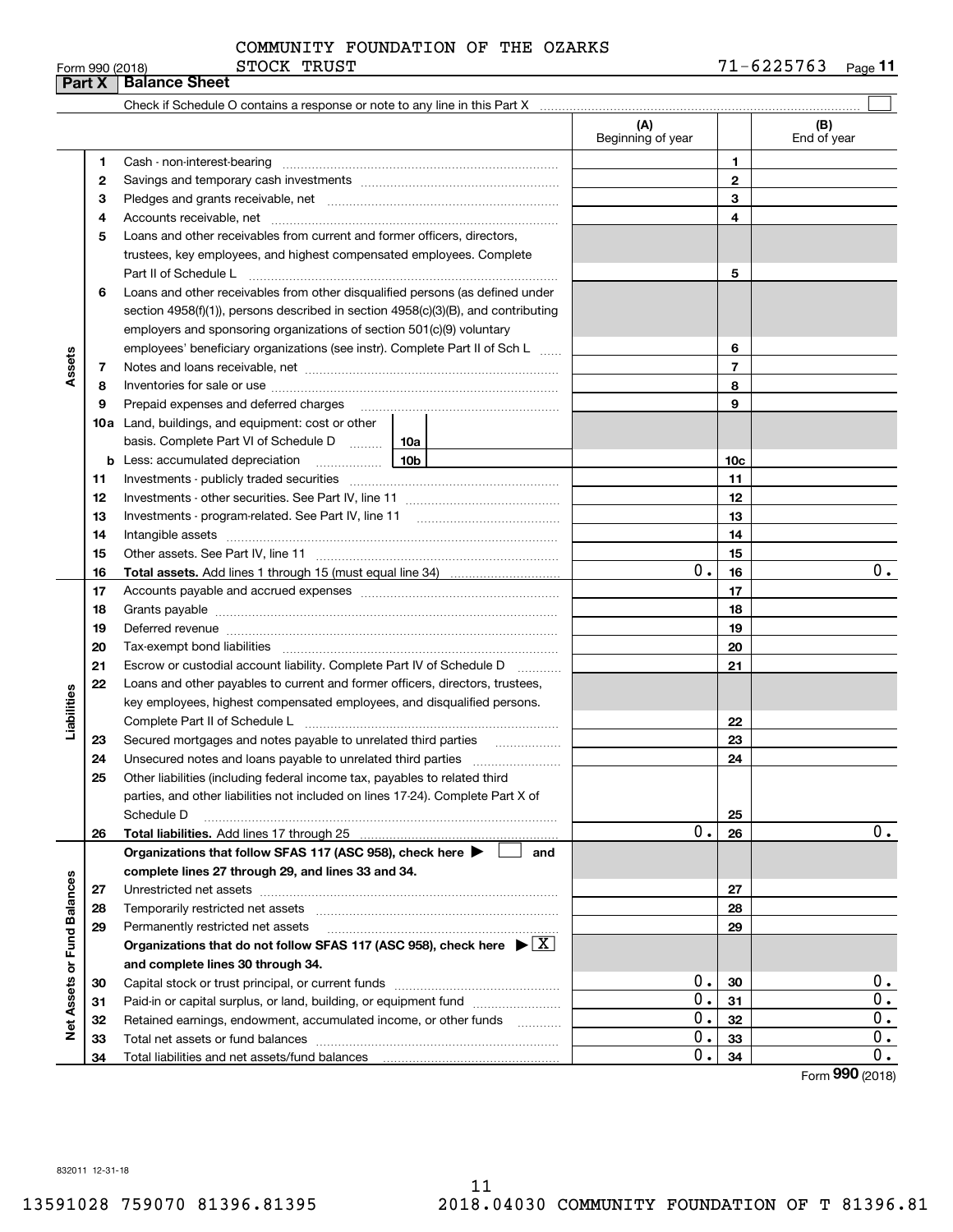COMMUNITY FOUNDATION OF THE OZARKS
STOCK TRUST

Form 990 (2018) 71-6225763

## Part X | Balance Sheet

Check if Schedule O contains a response or note to any line in this Part X ☐

| | | | (A) Beginning of year | | (B) End of year |
|---|---|---|---|---|---|
| Assets | 1 | Cash - non-interest-bearing | | 1 | |
| | 2 | Savings and temporary cash investments | | 2 | |
| | 3 | Pledges and grants receivable, net | | 3 | |
| | 4 | Accounts receivable, net | | 4 | |
| | 5 | Loans and other receivables from current and former officers, directors, trustees, key employees, and highest compensated employees. Complete Part II of Schedule L | | 5 | |
| | 6 | Loans and other receivables from other disqualified persons (as defined under section 4958(f)(1)), persons described in section 4958(c)(3)(B), and contributing employers and sponsoring organizations of section 501(c)(9) voluntary employees' beneficiary organizations (see instr). Complete Part II of Sch L | | 6 | |
| | 7 | Notes and loans receivable, net | | 7 | |
| | 8 | Inventories for sale or use | | 8 | |
| | 9 | Prepaid expenses and deferred charges | | 9 | |
| | 10a | Land, buildings, and equipment: cost or other basis. Complete Part VI of Schedule D 10a | | | |
| | b | Less: accumulated depreciation 10b | | 10c | |
| | 11 | Investments - publicly traded securities | | 11 | |
| | 12 | Investments - other securities. See Part IV, line 11 | | 12 | |
| | 13 | Investments - program-related. See Part IV, line 11 | | 13 | |
| | 14 | Intangible assets | | 14 | |
| | 15 | Other assets. See Part IV, line 11 | | 15 | |
| | 16 | **Total assets.** Add lines 1 through 15 (must equal line 34) | 0. | 16 | 0. |
| Liabilities | 17 | Accounts payable and accrued expenses | | 17 | |
| | 18 | Grants payable | | 18 | |
| | 19 | Deferred revenue | | 19 | |
| | 20 | Tax-exempt bond liabilities | | 20 | |
| | 21 | Escrow or custodial account liability. Complete Part IV of Schedule D | | 21 | |
| | 22 | Loans and other payables to current and former officers, directors, trustees, key employees, highest compensated employees, and disqualified persons. Complete Part II of Schedule L | | 22 | |
| | 23 | Secured mortgages and notes payable to unrelated third parties | | 23 | |
| | 24 | Unsecured notes and loans payable to unrelated third parties | | 24 | |
| | 25 | Other liabilities (including federal income tax, payables to related third parties, and other liabilities not included on lines 17-24). Complete Part X of Schedule D | | 25 | |
| | 26 | **Total liabilities.** Add lines 17 through 25 | 0. | 26 | 0. |
| Net Assets or Fund Balances | | **Organizations that follow SFAS 117 (ASC 958), check here ▶ ☐ and complete lines 27 through 29, and lines 33 and 34.** | | | |
| | 27 | Unrestricted net assets | | 27 | |
| | 28 | Temporarily restricted net assets | | 28 | |
| | 29 | Permanently restricted net assets | | 29 | |
| | | **Organizations that do not follow SFAS 117 (ASC 958), check here ▶ ☒ and complete lines 30 through 34.** | | | |
| | 30 | Capital stock or trust principal, or current funds | 0. | 30 | 0. |
| | 31 | Paid-in or capital surplus, or land, building, or equipment fund | 0. | 31 | 0. |
| | 32 | Retained earnings, endowment, accumulated income, or other funds | 0. | 32 | 0. |
| | 33 | Total net assets or fund balances | 0. | 33 | 0. |
| | 34 | Total liabilities and net assets/fund balances | 0. | 34 | 0. |

Form **990** (2018)

832011 12-31-18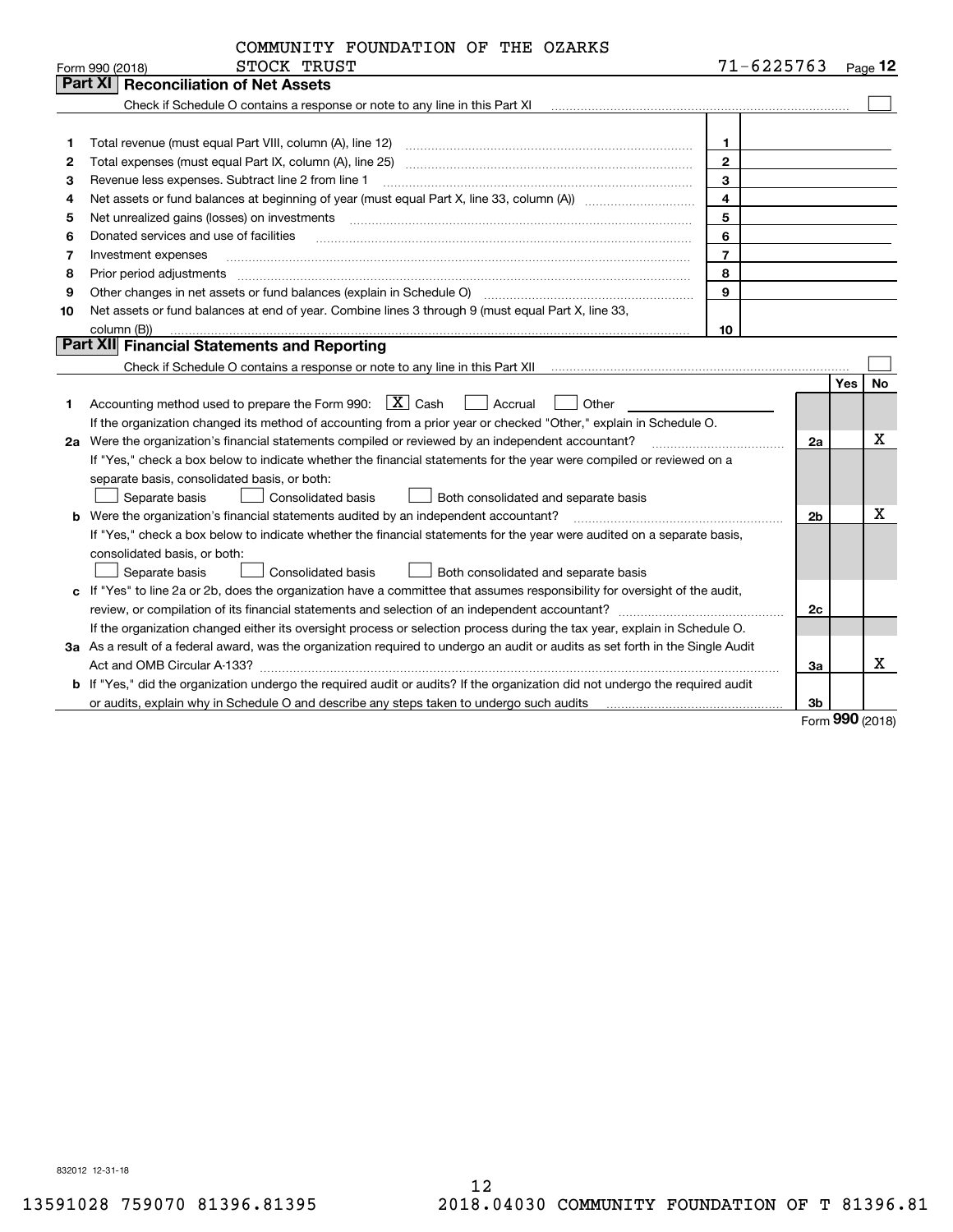COMMUNITY FOUNDATION OF THE OZARKS
Form 990 (2018) STOCK TRUST 71-6225763 Page 12

## Part XI Reconciliation of Net Assets

Check if Schedule O contains a response or note to any line in this Part XI ☐

| | | | |
|---|---|---|---|
| 1 | Total revenue (must equal Part VIII, column (A), line 12) | 1 | |
| 2 | Total expenses (must equal Part IX, column (A), line 25) | 2 | |
| 3 | Revenue less expenses. Subtract line 2 from line 1 | 3 | |
| 4 | Net assets or fund balances at beginning of year (must equal Part X, line 33, column (A)) | 4 | |
| 5 | Net unrealized gains (losses) on investments | 5 | |
| 6 | Donated services and use of facilities | 6 | |
| 7 | Investment expenses | 7 | |
| 8 | Prior period adjustments | 8 | |
| 9 | Other changes in net assets or fund balances (explain in Schedule O) | 9 | |
| 10 | Net assets or fund balances at end of year. Combine lines 3 through 9 (must equal Part X, line 33, column (B)) | 10 | |

## Part XII Financial Statements and Reporting

Check if Schedule O contains a response or note to any line in this Part XII ☐

| | | | Yes | No |
|---|---|---|---|---|
| 1 | Accounting method used to prepare the Form 990: [X] Cash ☐ Accrual ☐ Other<br>If the organization changed its method of accounting from a prior year or checked "Other," explain in Schedule O. | | | |
| 2a | Were the organization's financial statements compiled or reviewed by an independent accountant?<br>If "Yes," check a box below to indicate whether the financial statements for the year were compiled or reviewed on a separate basis, consolidated basis, or both:<br>☐ Separate basis ☐ Consolidated basis ☐ Both consolidated and separate basis | 2a | | X |
| b | Were the organization's financial statements audited by an independent accountant?<br>If "Yes," check a box below to indicate whether the financial statements for the year were audited on a separate basis, consolidated basis, or both:<br>☐ Separate basis ☐ Consolidated basis ☐ Both consolidated and separate basis | 2b | | X |
| c | If "Yes" to line 2a or 2b, does the organization have a committee that assumes responsibility for oversight of the audit, review, or compilation of its financial statements and selection of an independent accountant?<br>If the organization changed either its oversight process or selection process during the tax year, explain in Schedule O. | 2c | | |
| 3a | As a result of a federal award, was the organization required to undergo an audit or audits as set forth in the Single Audit Act and OMB Circular A-133? | 3a | | X |
| b | If "Yes," did the organization undergo the required audit or audits? If the organization did not undergo the required audit or audits, explain why in Schedule O and describe any steps taken to undergo such audits | 3b | | |

Form **990** (2018)

832012 12-31-18

13591028 759070 81396.81395 2018.04030 COMMUNITY FOUNDATION OF T 81396.81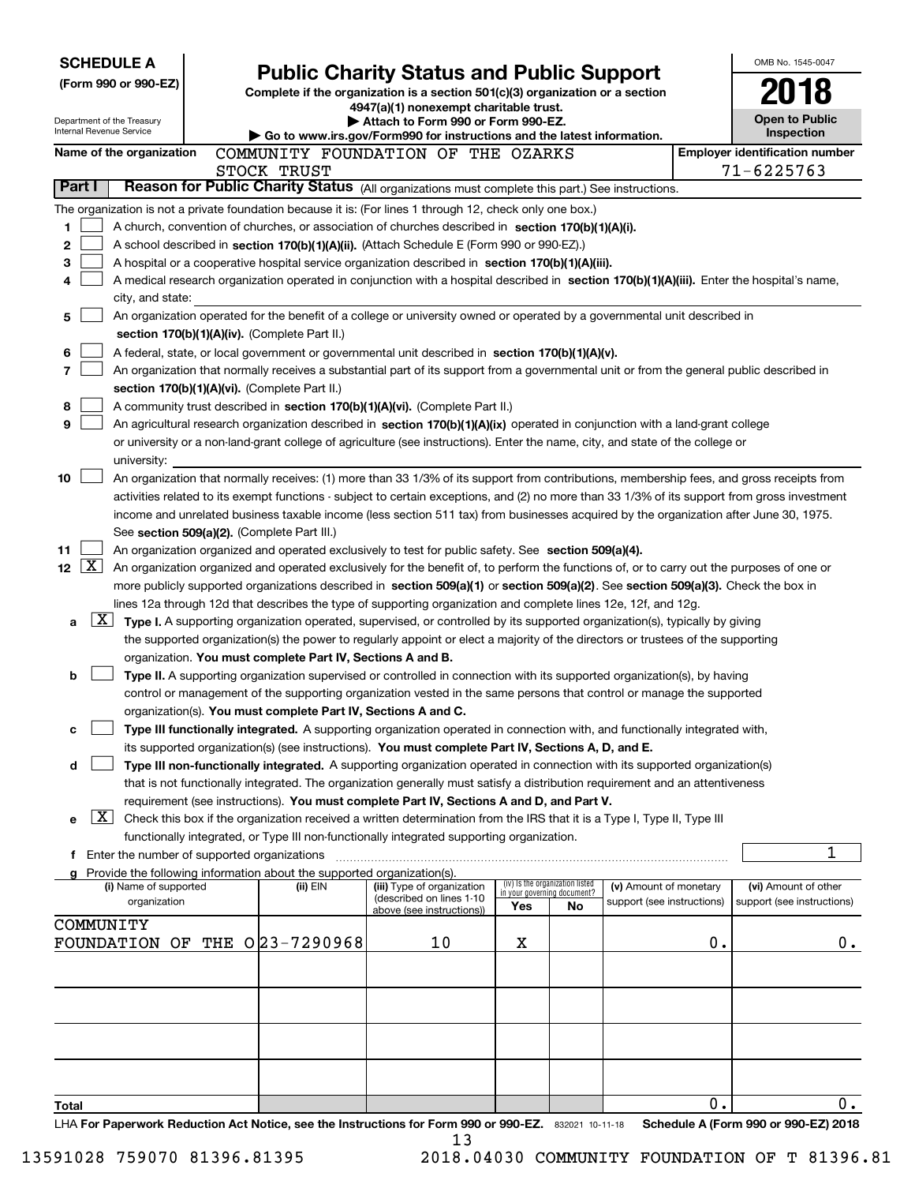**SCHEDULE A**
**(Form 990 or 990-EZ)**

Department of the Treasury
Internal Revenue Service

# Public Charity Status and Public Support

**Complete if the organization is a section 501(c)(3) organization or a section 4947(a)(1) nonexempt charitable trust.**
**▶ Attach to Form 990 or Form 990-EZ.**
**▶ Go to www.irs.gov/Form990 for instructions and the latest information.**

OMB No. 1545-0047
**2018**
**Open to Public Inspection**

**Name of the organization** COMMUNITY FOUNDATION OF THE OZARKS STOCK TRUST

**Employer identification number** 71-6225763

## Part I Reason for Public Charity Status (All organizations must complete this part.) See instructions.

The organization is not a private foundation because it is: (For lines 1 through 12, check only one box.)

1 [ ] A church, convention of churches, or association of churches described in **section 170(b)(1)(A)(i).**

2 [ ] A school described in **section 170(b)(1)(A)(ii).** (Attach Schedule E (Form 990 or 990-EZ).)

3 [ ] A hospital or a cooperative hospital service organization described in **section 170(b)(1)(A)(iii).**

4 [ ] A medical research organization operated in conjunction with a hospital described in **section 170(b)(1)(A)(iii).** Enter the hospital's name, city, and state:

5 [ ] An organization operated for the benefit of a college or university owned or operated by a governmental unit described in **section 170(b)(1)(A)(iv).** (Complete Part II.)

6 [ ] A federal, state, or local government or governmental unit described in **section 170(b)(1)(A)(v).**

7 [ ] An organization that normally receives a substantial part of its support from a governmental unit or from the general public described in **section 170(b)(1)(A)(vi).** (Complete Part II.)

8 [ ] A community trust described in **section 170(b)(1)(A)(vi).** (Complete Part II.)

9 [ ] An agricultural research organization described in **section 170(b)(1)(A)(ix)** operated in conjunction with a land-grant college or university or a non-land-grant college of agriculture (see instructions). Enter the name, city, and state of the college or university:

10 [ ] An organization that normally receives: (1) more than 33 1/3% of its support from contributions, membership fees, and gross receipts from activities related to its exempt functions - subject to certain exceptions, and (2) no more than 33 1/3% of its support from gross investment income and unrelated business taxable income (less section 511 tax) from businesses acquired by the organization after June 30, 1975. See **section 509(a)(2).** (Complete Part III.)

11 [ ] An organization organized and operated exclusively to test for public safety. See **section 509(a)(4).**

12 [X] An organization organized and operated exclusively for the benefit of, to perform the functions of, or to carry out the purposes of one or more publicly supported organizations described in **section 509(a)(1)** or **section 509(a)(2)**. See **section 509(a)(3).** Check the box in lines 12a through 12d that describes the type of supporting organization and complete lines 12e, 12f, and 12g.

a [X] **Type I.** A supporting organization operated, supervised, or controlled by its supported organization(s), typically by giving the supported organization(s) the power to regularly appoint or elect a majority of the directors or trustees of the supporting organization. **You must complete Part IV, Sections A and B.**

b [ ] **Type II.** A supporting organization supervised or controlled in connection with its supported organization(s), by having control or management of the supporting organization vested in the same persons that control or manage the supported organization(s). **You must complete Part IV, Sections A and C.**

c [ ] **Type III functionally integrated.** A supporting organization operated in connection with, and functionally integrated with, its supported organization(s) (see instructions). **You must complete Part IV, Sections A, D, and E.**

d [ ] **Type III non-functionally integrated.** A supporting organization operated in connection with its supported organization(s) that is not functionally integrated. The organization generally must satisfy a distribution requirement and an attentiveness requirement (see instructions). **You must complete Part IV, Sections A and D, and Part V.**

e [X] Check this box if the organization received a written determination from the IRS that it is a Type I, Type II, Type III functionally integrated, or Type III non-functionally integrated supporting organization.

f Enter the number of supported organizations .......... 1

g Provide the following information about the supported organization(s).

| (i) Name of supported organization | (ii) EIN | (iii) Type of organization (described on lines 1-10 above (see instructions)) | (iv) Is the organization listed in your governing document? Yes | No | (v) Amount of monetary support (see instructions) | (vi) Amount of other support (see instructions) |
|---|---|---|---|---|---|---|
| COMMUNITY FOUNDATION OF THE O | 23-7290968 | 10 | X | | 0. | 0. |
| | | | | | | |
| | | | | | | |
| | | | | | | |
| | | | | | | |
| **Total** | | | | | 0. | 0. |

LHA **For Paperwork Reduction Act Notice, see the Instructions for Form 990 or 990-EZ.** 832021 10-11-18 **Schedule A (Form 990 or 990-EZ) 2018**

13591028 759070 81396.81395 2018.04030 COMMUNITY FOUNDATION OF T 81396.81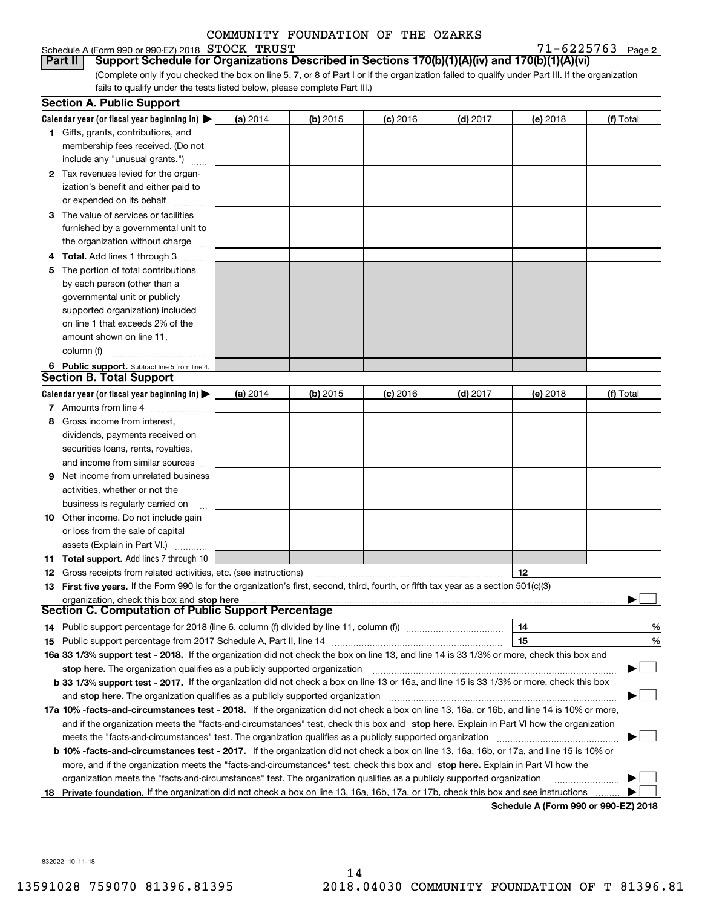COMMUNITY FOUNDATION OF THE OZARKS

Schedule A (Form 990 or 990-EZ) 2018 STOCK TRUST 71-6225763 Page 2

**Part II** **Support Schedule for Organizations Described in Sections 170(b)(1)(A)(iv) and 170(b)(1)(A)(vi)**

(Complete only if you checked the box on line 5, 7, or 8 of Part I or if the organization failed to qualify under Part III. If the organization fails to qualify under the tests listed below, please complete Part III.)

## Section A. Public Support

| Calendar year (or fiscal year beginning in) ▶ | (a) 2014 | (b) 2015 | (c) 2016 | (d) 2017 | (e) 2018 | (f) Total |
|---|---|---|---|---|---|---|
| **1** Gifts, grants, contributions, and membership fees received. (Do not include any "unusual grants.") | | | | | | |
| **2** Tax revenues levied for the organization's benefit and either paid to or expended on its behalf | | | | | | |
| **3** The value of services or facilities furnished by a governmental unit to the organization without charge | | | | | | |
| **4** **Total.** Add lines 1 through 3 | | | | | | |
| **5** The portion of total contributions by each person (other than a governmental unit or publicly supported organization) included on line 1 that exceeds 2% of the amount shown on line 11, column (f) | | | | | | |
| **6** **Public support.** Subtract line 5 from line 4. | | | | | | |

## Section B. Total Support

| Calendar year (or fiscal year beginning in) ▶ | (a) 2014 | (b) 2015 | (c) 2016 | (d) 2017 | (e) 2018 | (f) Total |
|---|---|---|---|---|---|---|
| **7** Amounts from line 4 | | | | | | |
| **8** Gross income from interest, dividends, payments received on securities loans, rents, royalties, and income from similar sources | | | | | | |
| **9** Net income from unrelated business activities, whether or not the business is regularly carried on | | | | | | |
| **10** Other income. Do not include gain or loss from the sale of capital assets (Explain in Part VI.) | | | | | | |
| **11** **Total support.** Add lines 7 through 10 | | | | | | |

**12** Gross receipts from related activities, etc. (see instructions) **12**

**13** **First five years.** If the Form 990 is for the organization's first, second, third, fourth, or fifth tax year as a section 501(c)(3) organization, check this box and **stop here** ▶ ☐

## Section C. Computation of Public Support Percentage

**14** Public support percentage for 2018 (line 6, column (f) divided by line 11, column (f)) **14** %

**15** Public support percentage from 2017 Schedule A, Part II, line 14 **15** %

**16a 33 1/3% support test - 2018.** If the organization did not check the box on line 13, and line 14 is 33 1/3% or more, check this box and **stop here.** The organization qualifies as a publicly supported organization ▶ ☐

**b 33 1/3% support test - 2017.** If the organization did not check a box on line 13 or 16a, and line 15 is 33 1/3% or more, check this box and **stop here.** The organization qualifies as a publicly supported organization ▶ ☐

**17a 10% -facts-and-circumstances test - 2018.** If the organization did not check a box on line 13, 16a, or 16b, and line 14 is 10% or more, and if the organization meets the "facts-and-circumstances" test, check this box and **stop here.** Explain in Part VI how the organization meets the "facts-and-circumstances" test. The organization qualifies as a publicly supported organization ▶ ☐

**b 10% -facts-and-circumstances test - 2017.** If the organization did not check a box on line 13, 16a, 16b, or 17a, and line 15 is 10% or more, and if the organization meets the "facts-and-circumstances" test, check this box and **stop here.** Explain in Part VI how the organization meets the "facts-and-circumstances" test. The organization qualifies as a publicly supported organization ▶ ☐

**18** **Private foundation.** If the organization did not check a box on line 13, 16a, 16b, 17a, or 17b, check this box and see instructions ▶ ☐

**Schedule A (Form 990 or 990-EZ) 2018**

832022 10-11-18

13591028 759070 81396.81395 2018.04030 COMMUNITY FOUNDATION OF T 81396.81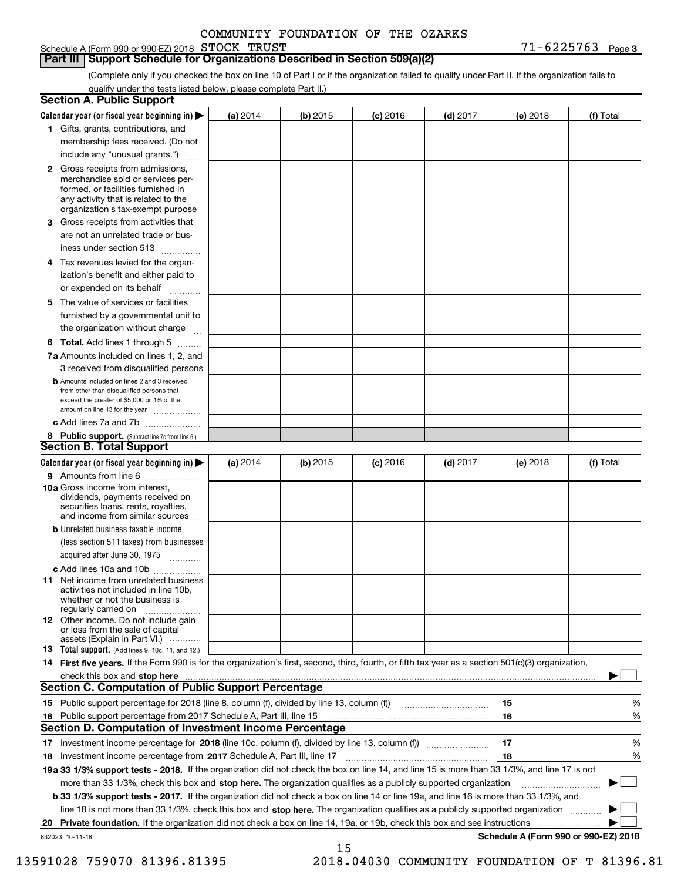COMMUNITY FOUNDATION OF THE OZARKS

Schedule A (Form 990 or 990-EZ) 2018 STOCK TRUST 71-6225763 Page 3

## Part III Support Schedule for Organizations Described in Section 509(a)(2)

(Complete only if you checked the box on line 10 of Part I or if the organization failed to qualify under Part II. If the organization fails to qualify under the tests listed below, please complete Part II.)

### Section A. Public Support

| Calendar year (or fiscal year beginning in) ▶ | (a) 2014 | (b) 2015 | (c) 2016 | (d) 2017 | (e) 2018 | (f) Total |
|---|---|---|---|---|---|---|
| 1 Gifts, grants, contributions, and membership fees received. (Do not include any "unusual grants.") | | | | | | |
| 2 Gross receipts from admissions, merchandise sold or services performed, or facilities furnished in any activity that is related to the organization's tax-exempt purpose | | | | | | |
| 3 Gross receipts from activities that are not an unrelated trade or business under section 513 | | | | | | |
| 4 Tax revenues levied for the organization's benefit and either paid to or expended on its behalf | | | | | | |
| 5 The value of services or facilities furnished by a governmental unit to the organization without charge | | | | | | |
| 6 **Total.** Add lines 1 through 5 | | | | | | |
| 7a Amounts included on lines 1, 2, and 3 received from disqualified persons | | | | | | |
| b Amounts included on lines 2 and 3 received from other than disqualified persons that exceed the greater of $5,000 or 1% of the amount on line 13 for the year | | | | | | |
| c Add lines 7a and 7b | | | | | | |
| 8 **Public support.** (Subtract line 7c from line 6.) | | | | | | |

### Section B. Total Support

| Calendar year (or fiscal year beginning in) ▶ | (a) 2014 | (b) 2015 | (c) 2016 | (d) 2017 | (e) 2018 | (f) Total |
|---|---|---|---|---|---|---|
| 9 Amounts from line 6 | | | | | | |
| 10a Gross income from interest, dividends, payments received on securities loans, rents, royalties, and income from similar sources | | | | | | |
| b Unrelated business taxable income (less section 511 taxes) from businesses acquired after June 30, 1975 | | | | | | |
| c Add lines 10a and 10b | | | | | | |
| 11 Net income from unrelated business activities not included in line 10b, whether or not the business is regularly carried on | | | | | | |
| 12 Other income. Do not include gain or loss from the sale of capital assets (Explain in Part VI.) | | | | | | |
| 13 **Total support.** (Add lines 9, 10c, 11, and 12.) | | | | | | |

14 **First five years.** If the Form 990 is for the organization's first, second, third, fourth, or fifth tax year as a section 501(c)(3) organization, check this box and **stop here** ▶ ☐

### Section C. Computation of Public Support Percentage

| | | | |
|---|---|---|---|
| 15 | Public support percentage for 2018 (line 8, column (f), divided by line 13, column (f)) | 15 | % |
| 16 | Public support percentage from 2017 Schedule A, Part III, line 15 | 16 | % |

### Section D. Computation of Investment Income Percentage

| | | | |
|---|---|---|---|
| 17 | Investment income percentage for **2018** (line 10c, column (f), divided by line 13, column (f)) | 17 | % |
| 18 | Investment income percentage from **2017** Schedule A, Part III, line 17 | 18 | % |

**19a 33 1/3% support tests - 2018.** If the organization did not check the box on line 14, and line 15 is more than 33 1/3%, and line 17 is not more than 33 1/3%, check this box and **stop here.** The organization qualifies as a publicly supported organization ▶ ☐

**b 33 1/3% support tests - 2017.** If the organization did not check a box on line 14 or line 19a, and line 16 is more than 33 1/3%, and line 18 is not more than 33 1/3%, check this box and **stop here.** The organization qualifies as a publicly supported organization ▶ ☐

**20 Private foundation.** If the organization did not check a box on line 14, 19a, or 19b, check this box and see instructions ▶ ☐

832023 10-11-18 **Schedule A (Form 990 or 990-EZ) 2018**

13591028 759070 81396.81395 2018.04030 COMMUNITY FOUNDATION OF T 81396.81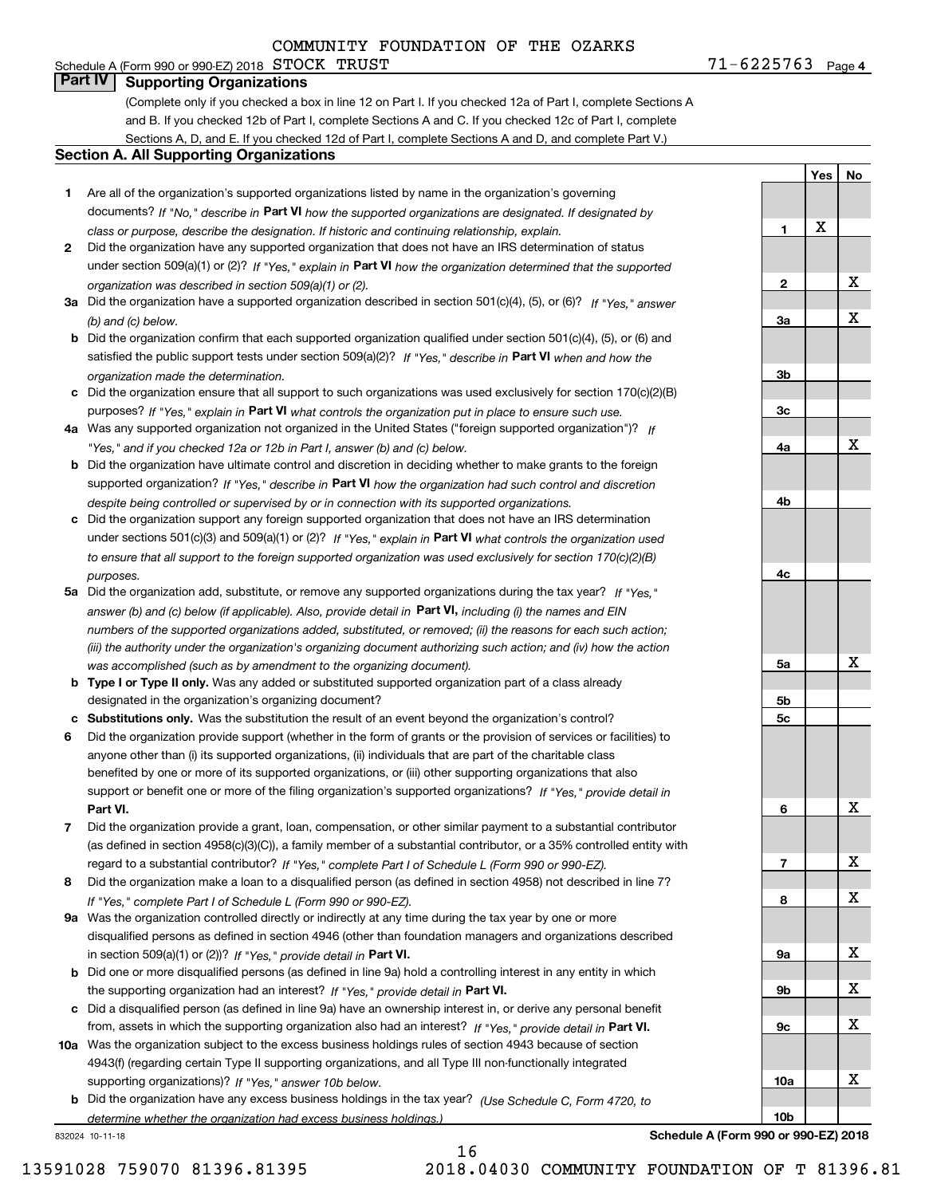COMMUNITY FOUNDATION OF THE OZARKS

Schedule A (Form 990 or 990-EZ) 2018 STOCK TRUST 71-6225763 Page 4

## Part IV Supporting Organizations

(Complete only if you checked a box in line 12 on Part I. If you checked 12a of Part I, complete Sections A and B. If you checked 12b of Part I, complete Sections A and C. If you checked 12c of Part I, complete Sections A, D, and E. If you checked 12d of Part I, complete Sections A and D, and complete Part V.)

### Section A. All Supporting Organizations

| | | Line | Yes | No |
|---|---|---|---|---|
| 1 | Are all of the organization's supported organizations listed by name in the organization's governing documents? *If "No," describe in* **Part VI** *how the supported organizations are designated. If designated by class or purpose, describe the designation. If historic and continuing relationship, explain.* | 1 | X | |
| 2 | Did the organization have any supported organization that does not have an IRS determination of status under section 509(a)(1) or (2)? *If "Yes," explain in* **Part VI** *how the organization determined that the supported organization was described in section 509(a)(1) or (2).* | 2 | | X |
| 3a | Did the organization have a supported organization described in section 501(c)(4), (5), or (6)? *If "Yes," answer (b) and (c) below.* | 3a | | X |
| b | Did the organization confirm that each supported organization qualified under section 501(c)(4), (5), or (6) and satisfied the public support tests under section 509(a)(2)? *If "Yes," describe in* **Part VI** *when and how the organization made the determination.* | 3b | | |
| c | Did the organization ensure that all support to such organizations was used exclusively for section 170(c)(2)(B) purposes? *If "Yes," explain in* **Part VI** *what controls the organization put in place to ensure such use.* | 3c | | |
| 4a | Was any supported organization not organized in the United States ("foreign supported organization")? *If "Yes," and if you checked 12a or 12b in Part I, answer (b) and (c) below.* | 4a | | X |
| b | Did the organization have ultimate control and discretion in deciding whether to make grants to the foreign supported organization? *If "Yes," describe in* **Part VI** *how the organization had such control and discretion despite being controlled or supervised by or in connection with its supported organizations.* | 4b | | |
| c | Did the organization support any foreign supported organization that does not have an IRS determination under sections 501(c)(3) and 509(a)(1) or (2)? *If "Yes," explain in* **Part VI** *what controls the organization used to ensure that all support to the foreign supported organization was used exclusively for section 170(c)(2)(B) purposes.* | 4c | | |
| 5a | Did the organization add, substitute, or remove any supported organizations during the tax year? *If "Yes," answer (b) and (c) below (if applicable). Also, provide detail in* **Part VI,** *including (i) the names and EIN numbers of the supported organizations added, substituted, or removed; (ii) the reasons for each such action; (iii) the authority under the organization's organizing document authorizing such action; and (iv) how the action was accomplished (such as by amendment to the organizing document).* | 5a | | X |
| b | **Type I or Type II only.** Was any added or substituted supported organization part of a class already designated in the organization's organizing document? | 5b | | |
| c | **Substitutions only.** Was the substitution the result of an event beyond the organization's control? | 5c | | |
| 6 | Did the organization provide support (whether in the form of grants or the provision of services or facilities) to anyone other than (i) its supported organizations, (ii) individuals that are part of the charitable class benefited by one or more of its supported organizations, or (iii) other supporting organizations that also support or benefit one or more of the filing organization's supported organizations? *If "Yes," provide detail in* **Part VI.** | 6 | | X |
| 7 | Did the organization provide a grant, loan, compensation, or other similar payment to a substantial contributor (as defined in section 4958(c)(3)(C)), a family member of a substantial contributor, or a 35% controlled entity with regard to a substantial contributor? *If "Yes," complete Part I of Schedule L (Form 990 or 990-EZ).* | 7 | | X |
| 8 | Did the organization make a loan to a disqualified person (as defined in section 4958) not described in line 7? *If "Yes," complete Part I of Schedule L (Form 990 or 990-EZ).* | 8 | | X |
| 9a | Was the organization controlled directly or indirectly at any time during the tax year by one or more disqualified persons as defined in section 4946 (other than foundation managers and organizations described in section 509(a)(1) or (2))? *If "Yes," provide detail in* **Part VI.** | 9a | | X |
| b | Did one or more disqualified persons (as defined in line 9a) hold a controlling interest in any entity in which the supporting organization had an interest? *If "Yes," provide detail in* **Part VI.** | 9b | | X |
| c | Did a disqualified person (as defined in line 9a) have an ownership interest in, or derive any personal benefit from, assets in which the supporting organization also had an interest? *If "Yes," provide detail in* **Part VI.** | 9c | | X |
| 10a | Was the organization subject to the excess business holdings rules of section 4943 because of section 4943(f) (regarding certain Type II supporting organizations, and all Type III non-functionally integrated supporting organizations)? *If "Yes," answer 10b below.* | 10a | | X |
| b | Did the organization have any excess business holdings in the tax year? *(Use Schedule C, Form 4720, to determine whether the organization had excess business holdings.)* | 10b | | |

832024 10-11-18

**Schedule A (Form 990 or 990-EZ) 2018**

13591028 759070 81396.81395 2018.04030 COMMUNITY FOUNDATION OF T 81396.81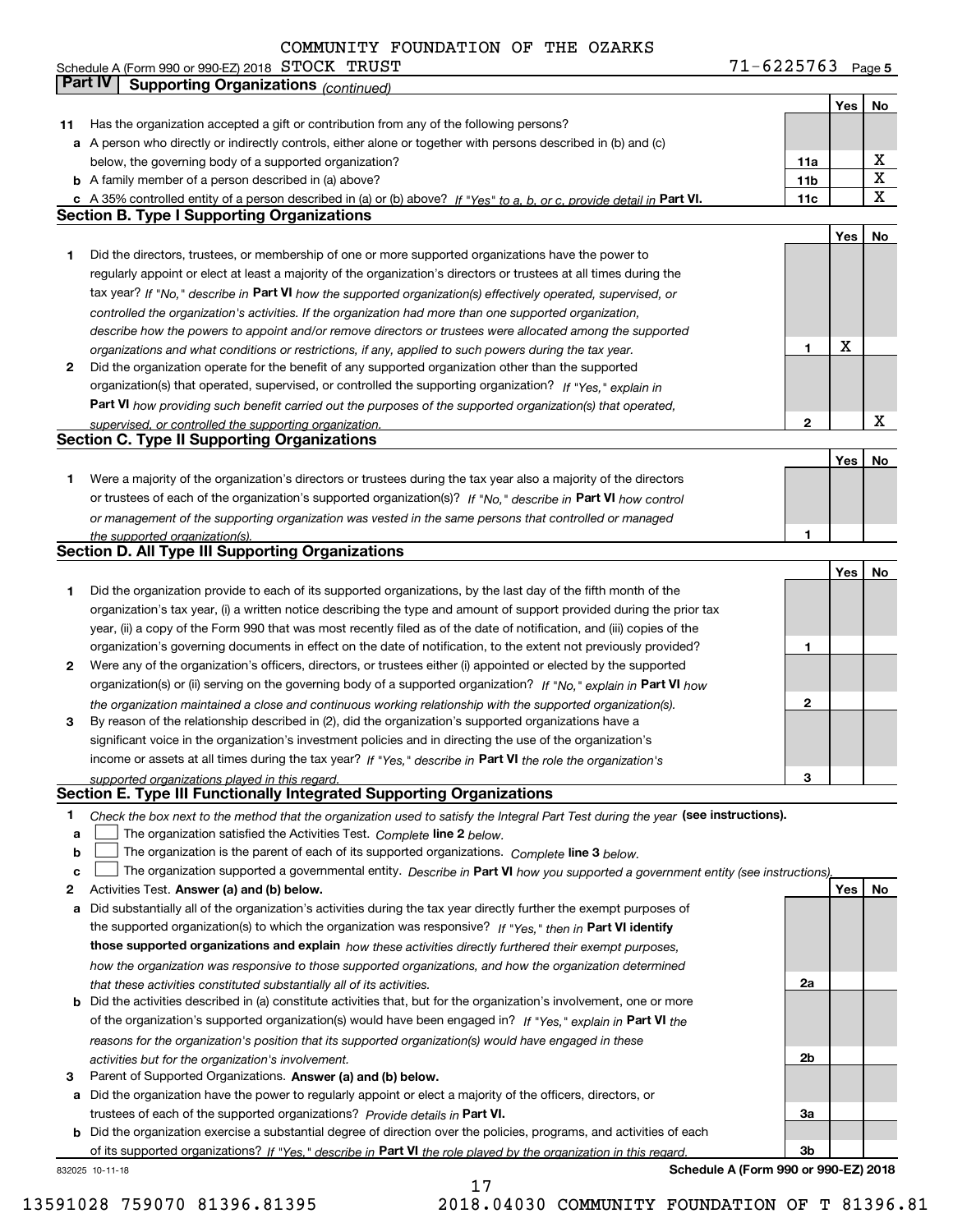COMMUNITY FOUNDATION OF THE OZARKS

Schedule A (Form 990 or 990-EZ) 2018 STOCK TRUST 71-6225763 Page 5

## Part IV Supporting Organizations *(continued)*

| | | | Yes | No |
|---|---|---|---|---|
| **11** | Has the organization accepted a gift or contribution from any of the following persons? | | | |
| **a** | A person who directly or indirectly controls, either alone or together with persons described in (b) and (c) below, the governing body of a supported organization? | 11a | | X |
| **b** | A family member of a person described in (a) above? | 11b | | X |
| **c** | A 35% controlled entity of a person described in (a) or (b) above? *If "Yes" to a, b, or c, provide detail in* **Part VI.** | 11c | | X |

### Section B. Type I Supporting Organizations

| | | | Yes | No |
|---|---|---|---|---|
| **1** | Did the directors, trustees, or membership of one or more supported organizations have the power to regularly appoint or elect at least a majority of the organization's directors or trustees at all times during the tax year? *If "No," describe in* **Part VI** *how the supported organization(s) effectively operated, supervised, or controlled the organization's activities. If the organization had more than one supported organization, describe how the powers to appoint and/or remove directors or trustees were allocated among the supported organizations and what conditions or restrictions, if any, applied to such powers during the tax year.* | 1 | X | |
| **2** | Did the organization operate for the benefit of any supported organization other than the supported organization(s) that operated, supervised, or controlled the supporting organization? *If "Yes," explain in* **Part VI** *how providing such benefit carried out the purposes of the supported organization(s) that operated, supervised, or controlled the supporting organization.* | 2 | | X |

### Section C. Type II Supporting Organizations

| | | | Yes | No |
|---|---|---|---|---|
| **1** | Were a majority of the organization's directors or trustees during the tax year also a majority of the directors or trustees of each of the organization's supported organization(s)? *If "No," describe in* **Part VI** *how control or management of the supporting organization was vested in the same persons that controlled or managed the supported organization(s).* | 1 | | |

### Section D. All Type III Supporting Organizations

| | | | Yes | No |
|---|---|---|---|---|
| **1** | Did the organization provide to each of its supported organizations, by the last day of the fifth month of the organization's tax year, (i) a written notice describing the type and amount of support provided during the prior tax year, (ii) a copy of the Form 990 that was most recently filed as of the date of notification, and (iii) copies of the organization's governing documents in effect on the date of notification, to the extent not previously provided? | 1 | | |
| **2** | Were any of the organization's officers, directors, or trustees either (i) appointed or elected by the supported organization(s) or (ii) serving on the governing body of a supported organization? *If "No," explain in* **Part VI** *how the organization maintained a close and continuous working relationship with the supported organization(s).* | 2 | | |
| **3** | By reason of the relationship described in (2), did the organization's supported organizations have a significant voice in the organization's investment policies and in directing the use of the organization's income or assets at all times during the tax year? *If "Yes," describe in* **Part VI** *the role the organization's supported organizations played in this regard.* | 3 | | |

### Section E. Type III Functionally Integrated Supporting Organizations

**1** *Check the box next to the method that the organization used to satisfy the Integral Part Test during the year* **(see instructions).**

- **a** ☐ The organization satisfied the Activities Test. *Complete* **line 2** *below.*
- **b** ☐ The organization is the parent of each of its supported organizations. *Complete* **line 3** *below.*
- **c** ☐ The organization supported a governmental entity. *Describe in* **Part VI** *how you supported a government entity (see instructions).*

| | | | Yes | No |
|---|---|---|---|---|
| **2** | Activities Test. **Answer (a) and (b) below.** | | | |
| **a** | Did substantially all of the organization's activities during the tax year directly further the exempt purposes of the supported organization(s) to which the organization was responsive? *If "Yes," then in* **Part VI identify those supported organizations and explain** *how these activities directly furthered their exempt purposes, how the organization was responsive to those supported organizations, and how the organization determined that these activities constituted substantially all of its activities.* | 2a | | |
| **b** | Did the activities described in (a) constitute activities that, but for the organization's involvement, one or more of the organization's supported organization(s) would have been engaged in? *If "Yes," explain in* **Part VI** *the reasons for the organization's position that its supported organization(s) would have engaged in these activities but for the organization's involvement.* | 2b | | |
| **3** | Parent of Supported Organizations. **Answer (a) and (b) below.** | | | |
| **a** | Did the organization have the power to regularly appoint or elect a majority of the officers, directors, or trustees of each of the supported organizations? *Provide details in* **Part VI.** | 3a | | |
| **b** | Did the organization exercise a substantial degree of direction over the policies, programs, and activities of each of its supported organizations? *If "Yes," describe in* **Part VI** *the role played by the organization in this regard.* | 3b | | |

832025 10-11-18 **Schedule A (Form 990 or 990-EZ) 2018**

13591028 759070 81396.81395 2018.04030 COMMUNITY FOUNDATION OF T 81396.81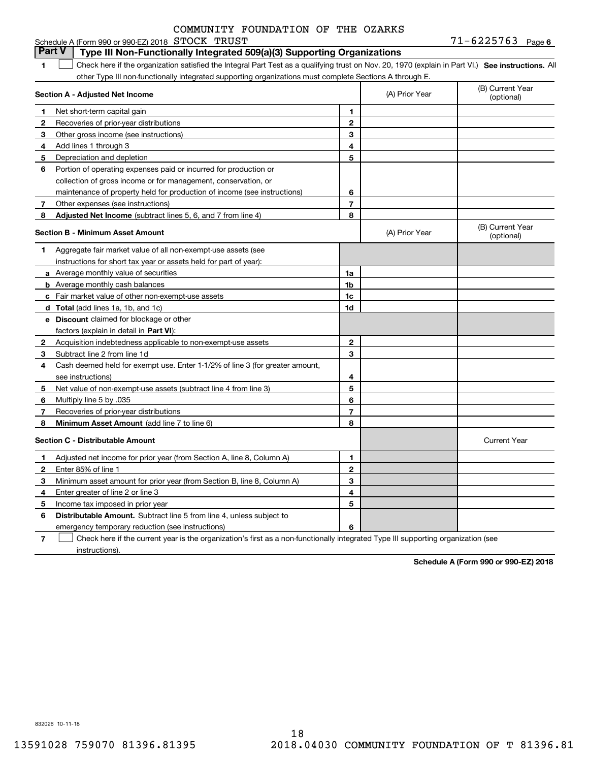COMMUNITY FOUNDATION OF THE OZARKS

Schedule A (Form 990 or 990-EZ) 2018 STOCK TRUST 71-6225763 Page 6

## Part V Type III Non-Functionally Integrated 509(a)(3) Supporting Organizations

1 ☐ Check here if the organization satisfied the Integral Part Test as a qualifying trust on Nov. 20, 1970 (explain in Part VI.) **See instructions.** All other Type III non-functionally integrated supporting organizations must complete Sections A through E.

| | **Section A - Adjusted Net Income** | | (A) Prior Year | (B) Current Year (optional) |
|---|---|---|---|---|
| 1 | Net short-term capital gain | 1 | | |
| 2 | Recoveries of prior-year distributions | 2 | | |
| 3 | Other gross income (see instructions) | 3 | | |
| 4 | Add lines 1 through 3 | 4 | | |
| 5 | Depreciation and depletion | 5 | | |
| 6 | Portion of operating expenses paid or incurred for production or collection of gross income or for management, conservation, or maintenance of property held for production of income (see instructions) | 6 | | |
| 7 | Other expenses (see instructions) | 7 | | |
| 8 | **Adjusted Net Income** (subtract lines 5, 6, and 7 from line 4) | 8 | | |

| | **Section B - Minimum Asset Amount** | | (A) Prior Year | (B) Current Year (optional) |
|---|---|---|---|---|
| 1 | Aggregate fair market value of all non-exempt-use assets (see instructions for short tax year or assets held for part of year): | | | |
| a | Average monthly value of securities | 1a | | |
| b | Average monthly cash balances | 1b | | |
| c | Fair market value of other non-exempt-use assets | 1c | | |
| d | **Total** (add lines 1a, 1b, and 1c) | 1d | | |
| e | **Discount** claimed for blockage or other factors (explain in detail in **Part VI**): | | | |
| 2 | Acquisition indebtedness applicable to non-exempt-use assets | 2 | | |
| 3 | Subtract line 2 from line 1d | 3 | | |
| 4 | Cash deemed held for exempt use. Enter 1-1/2% of line 3 (for greater amount, see instructions) | 4 | | |
| 5 | Net value of non-exempt-use assets (subtract line 4 from line 3) | 5 | | |
| 6 | Multiply line 5 by .035 | 6 | | |
| 7 | Recoveries of prior-year distributions | 7 | | |
| 8 | **Minimum Asset Amount** (add line 7 to line 6) | 8 | | |

| | **Section C - Distributable Amount** | | | Current Year |
|---|---|---|---|---|
| 1 | Adjusted net income for prior year (from Section A, line 8, Column A) | 1 | | |
| 2 | Enter 85% of line 1 | 2 | | |
| 3 | Minimum asset amount for prior year (from Section B, line 8, Column A) | 3 | | |
| 4 | Enter greater of line 2 or line 3 | 4 | | |
| 5 | Income tax imposed in prior year | 5 | | |
| 6 | **Distributable Amount.** Subtract line 5 from line 4, unless subject to emergency temporary reduction (see instructions) | 6 | | |

7 ☐ Check here if the current year is the organization's first as a non-functionally integrated Type III supporting organization (see instructions).

**Schedule A (Form 990 or 990-EZ) 2018**

832026 10-11-18

13591028 759070 81396.81395 2018.04030 COMMUNITY FOUNDATION OF T 81396.81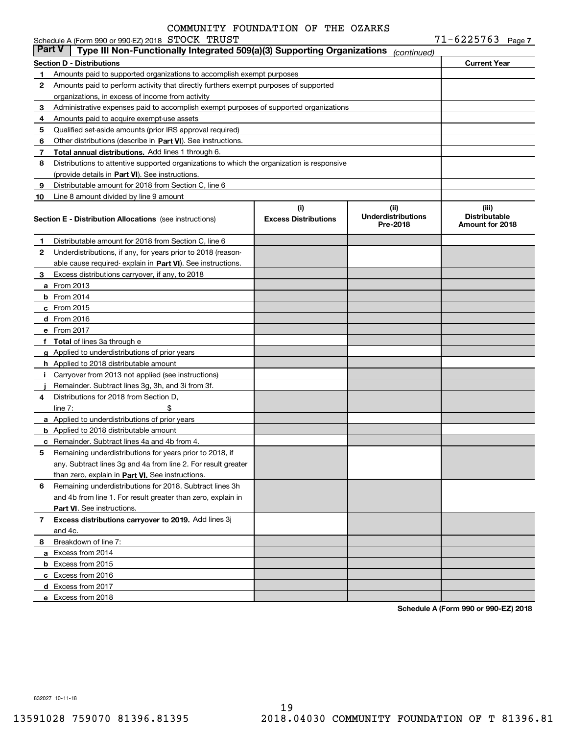COMMUNITY FOUNDATION OF THE OZARKS

Schedule A (Form 990 or 990-EZ) 2018 STOCK TRUST 71-6225763 Page 7

## Part V | Type III Non-Functionally Integrated 509(a)(3) Supporting Organizations *(continued)*

| Section D - Distributions | | Current Year |
|---|---|---|
| 1 | Amounts paid to supported organizations to accomplish exempt purposes | |
| 2 | Amounts paid to perform activity that directly furthers exempt purposes of supported organizations, in excess of income from activity | |
| 3 | Administrative expenses paid to accomplish exempt purposes of supported organizations | |
| 4 | Amounts paid to acquire exempt-use assets | |
| 5 | Qualified set-aside amounts (prior IRS approval required) | |
| 6 | Other distributions (describe in **Part VI**). See instructions. | |
| 7 | **Total annual distributions.** Add lines 1 through 6. | |
| 8 | Distributions to attentive supported organizations to which the organization is responsive (provide details in **Part VI**). See instructions. | |
| 9 | Distributable amount for 2018 from Section C, line 6 | |
| 10 | Line 8 amount divided by line 9 amount | |

| | Section E - Distribution Allocations (see instructions) | (i) Excess Distributions | (ii) Underdistributions Pre-2018 | (iii) Distributable Amount for 2018 |
|---|---|---|---|---|
| 1 | Distributable amount for 2018 from Section C, line 6 | | | |
| 2 | Underdistributions, if any, for years prior to 2018 (reasonable cause required- explain in **Part VI**). See instructions. | | | |
| 3 | Excess distributions carryover, if any, to 2018 | | | |
| a | From 2013 | | | |
| b | From 2014 | | | |
| c | From 2015 | | | |
| d | From 2016 | | | |
| e | From 2017 | | | |
| f | **Total** of lines 3a through e | | | |
| g | Applied to underdistributions of prior years | | | |
| h | Applied to 2018 distributable amount | | | |
| i | Carryover from 2013 not applied (see instructions) | | | |
| j | Remainder. Subtract lines 3g, 3h, and 3i from 3f. | | | |
| 4 | Distributions for 2018 from Section D, line 7: $ | | | |
| a | Applied to underdistributions of prior years | | | |
| b | Applied to 2018 distributable amount | | | |
| c | Remainder. Subtract lines 4a and 4b from 4. | | | |
| 5 | Remaining underdistributions for years prior to 2018, if any. Subtract lines 3g and 4a from line 2. For result greater than zero, explain in **Part VI**. See instructions. | | | |
| 6 | Remaining underdistributions for 2018. Subtract lines 3h and 4b from line 1. For result greater than zero, explain in **Part VI**. See instructions. | | | |
| 7 | **Excess distributions carryover to 2019.** Add lines 3j and 4c. | | | |
| 8 | Breakdown of line 7: | | | |
| a | Excess from 2014 | | | |
| b | Excess from 2015 | | | |
| c | Excess from 2016 | | | |
| d | Excess from 2017 | | | |
| e | Excess from 2018 | | | |

**Schedule A (Form 990 or 990-EZ) 2018**

832027 10-11-18

13591028 759070 81396.81395 2018.04030 COMMUNITY FOUNDATION OF T 81396.81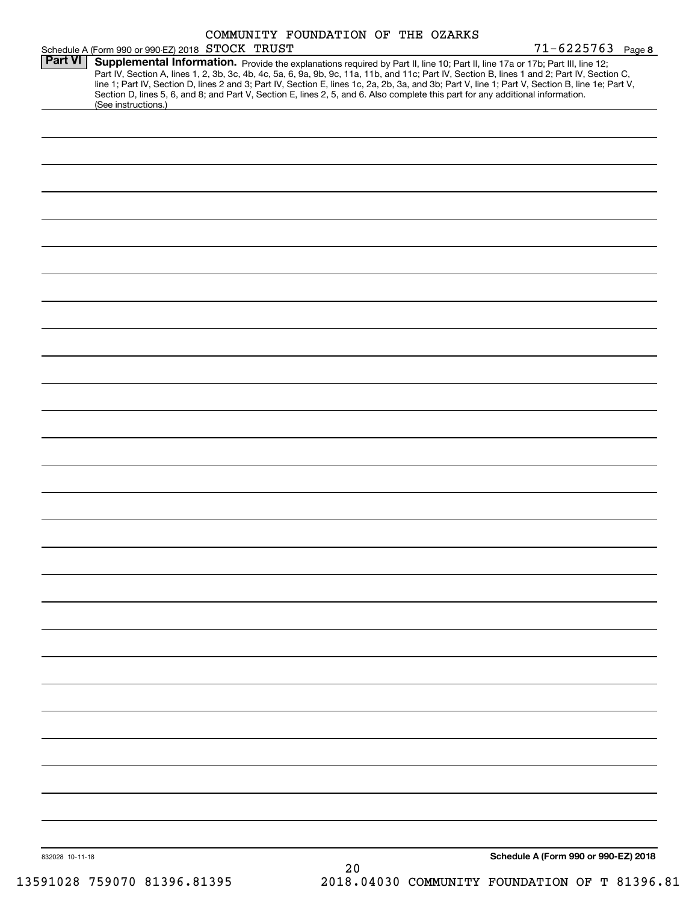COMMUNITY FOUNDATION OF THE OZARKS

Schedule A (Form 990 or 990-EZ) 2018 STOCK TRUST 71-6225763 Page 8

**Part VI** **Supplemental Information.** Provide the explanations required by Part II, line 10; Part II, line 17a or 17b; Part III, line 12; Part IV, Section A, lines 1, 2, 3b, 3c, 4b, 4c, 5a, 6, 9a, 9b, 9c, 11a, 11b, and 11c; Part IV, Section B, lines 1 and 2; Part IV, Section C, line 1; Part IV, Section D, lines 2 and 3; Part IV, Section E, lines 1c, 2a, 2b, 3a, and 3b; Part V, line 1; Part V, Section B, line 1e; Part V, Section D, lines 5, 6, and 8; and Part V, Section E, lines 2, 5, and 6. Also complete this part for any additional information. (See instructions.)

832028 10-11-18

**Schedule A (Form 990 or 990-EZ) 2018**

13591028 759070 81396.81395 2018.04030 COMMUNITY FOUNDATION OF T 81396.81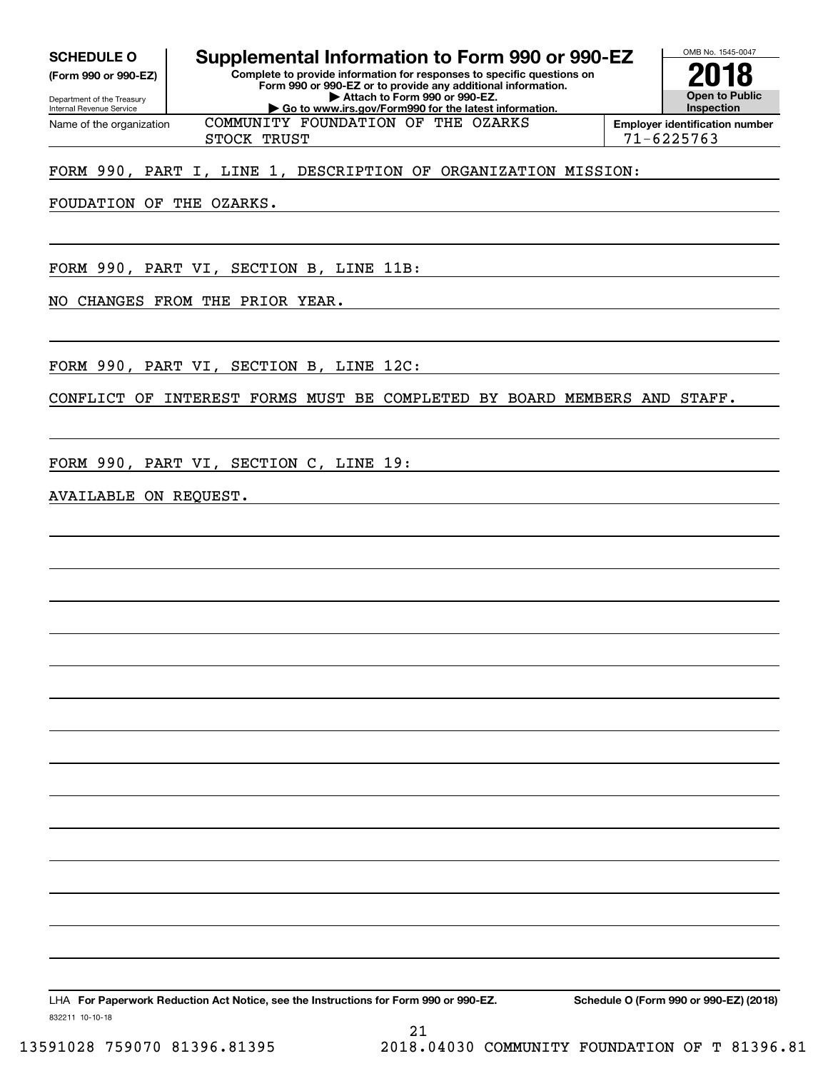**SCHEDULE O**
**(Form 990 or 990-EZ)**

Department of the Treasury
Internal Revenue Service

# Supplemental Information to Form 990 or 990-EZ

**Complete to provide information for responses to specific questions on Form 990 or 990-EZ or to provide any additional information.**
**▶ Attach to Form 990 or 990-EZ.**
**▶ Go to www.irs.gov/Form990 for the latest information.**

OMB No. 1545-0047

**2018**

**Open to Public Inspection**

Name of the organization: COMMUNITY FOUNDATION OF THE OZARKS STOCK TRUST

**Employer identification number:** 71-6225763

FORM 990, PART I, LINE 1, DESCRIPTION OF ORGANIZATION MISSION:

FOUDATION OF THE OZARKS.

FORM 990, PART VI, SECTION B, LINE 11B:

NO CHANGES FROM THE PRIOR YEAR.

FORM 990, PART VI, SECTION B, LINE 12C:

CONFLICT OF INTEREST FORMS MUST BE COMPLETED BY BOARD MEMBERS AND STAFF.

FORM 990, PART VI, SECTION C, LINE 19:

AVAILABLE ON REQUEST.

LHA **For Paperwork Reduction Act Notice, see the Instructions for Form 990 or 990-EZ.** **Schedule O (Form 990 or 990-EZ) (2018)**

832211 10-10-18

13591028 759070 81396.81395 2018.04030 COMMUNITY FOUNDATION OF T 81396.81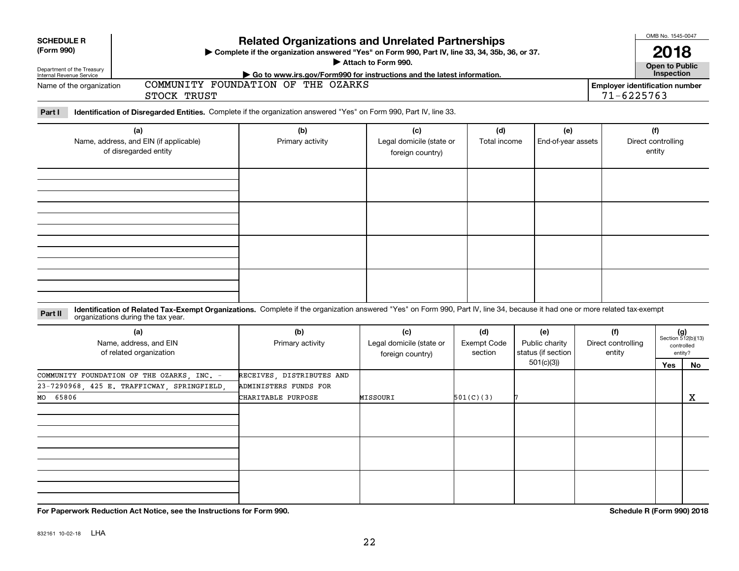**SCHEDULE R (Form 990)**

Department of the Treasury
Internal Revenue Service

# Related Organizations and Unrelated Partnerships

▶ Complete if the organization answered "Yes" on Form 990, Part IV, line 33, 34, 35b, 36, or 37.

▶ Attach to Form 990.

▶ Go to www.irs.gov/Form990 for instructions and the latest information.

OMB No. 1545-0047

**2018**

**Open to Public Inspection**

Name of the organization: COMMUNITY FOUNDATION OF THE OZARKS STOCK TRUST

Employer identification number: 71-6225763

**Part I** **Identification of Disregarded Entities.** Complete if the organization answered "Yes" on Form 990, Part IV, line 33.

| (a) Name, address, and EIN (if applicable) of disregarded entity | (b) Primary activity | (c) Legal domicile (state or foreign country) | (d) Total income | (e) End-of-year assets | (f) Direct controlling entity |
|---|---|---|---|---|---|
| | | | | | |
| | | | | | |
| | | | | | |
| | | | | | |

**Part II** **Identification of Related Tax-Exempt Organizations.** Complete if the organization answered "Yes" on Form 990, Part IV, line 34, because it had one or more related tax-exempt organizations during the tax year.

| (a) Name, address, and EIN of related organization | (b) Primary activity | (c) Legal domicile (state or foreign country) | (d) Exempt Code section | (e) Public charity status (if section 501(c)(3)) | (f) Direct controlling entity | (g) Section 512(b)(13) controlled entity? Yes | No |
|---|---|---|---|---|---|---|---|
| COMMUNITY FOUNDATION OF THE OZARKS, INC. - 23-7290968, 425 E. TRAFFICWAY, SPRINGFIELD, MO 65806 | RECEIVES, DISTRIBUTES AND ADMINISTERS FUNDS FOR CHARITABLE PURPOSE | MISSOURI | 501(C)(3) | 7 | | | X |
| | | | | | | | |
| | | | | | | | |
| | | | | | | | |

**For Paperwork Reduction Act Notice, see the Instructions for Form 990.** **Schedule R (Form 990) 2018**

832161 10-02-18 LHA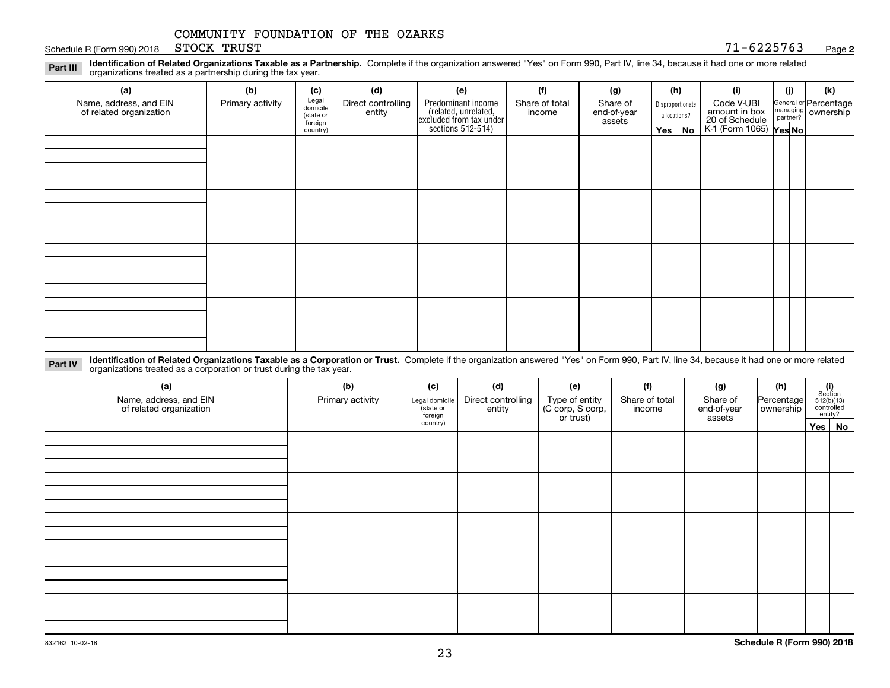COMMUNITY FOUNDATION OF THE OZARKS
STOCK TRUST

71-6225763

**Part III** **Identification of Related Organizations Taxable as a Partnership.** Complete if the organization answered "Yes" on Form 990, Part IV, line 34, because it had one or more related organizations treated as a partnership during the tax year.

| (a) Name, address, and EIN of related organization | (b) Primary activity | (c) Legal domicile (state or foreign country) | (d) Direct controlling entity | (e) Predominant income (related, unrelated, excluded from tax under sections 512-514) | (f) Share of total income | (g) Share of end-of-year assets | (h) Disproportionate allocations? Yes | (h) No | (i) Code V-UBI amount in box 20 of Schedule K-1 (Form 1065) | (j) General or managing partner? Yes | (j) No | (k) Percentage ownership |
|---|---|---|---|---|---|---|---|---|---|---|---|---|
| | | | | | | | | | | | | |
| | | | | | | | | | | | | |
| | | | | | | | | | | | | |
| | | | | | | | | | | | | |

**Part IV** **Identification of Related Organizations Taxable as a Corporation or Trust.** Complete if the organization answered "Yes" on Form 990, Part IV, line 34, because it had one or more related organizations treated as a corporation or trust during the tax year.

| (a) Name, address, and EIN of related organization | (b) Primary activity | (c) Legal domicile (state or foreign country) | (d) Direct controlling entity | (e) Type of entity (C corp, S corp, or trust) | (f) Share of total income | (g) Share of end-of-year assets | (h) Percentage ownership | (i) Section 512(b)(13) controlled entity? Yes | (i) No |
|---|---|---|---|---|---|---|---|---|---|
| | | | | | | | | | |
| | | | | | | | | | |
| | | | | | | | | | |
| | | | | | | | | | |
| | | | | | | | | | |

832162 10-02-18

**Schedule R (Form 990) 2018**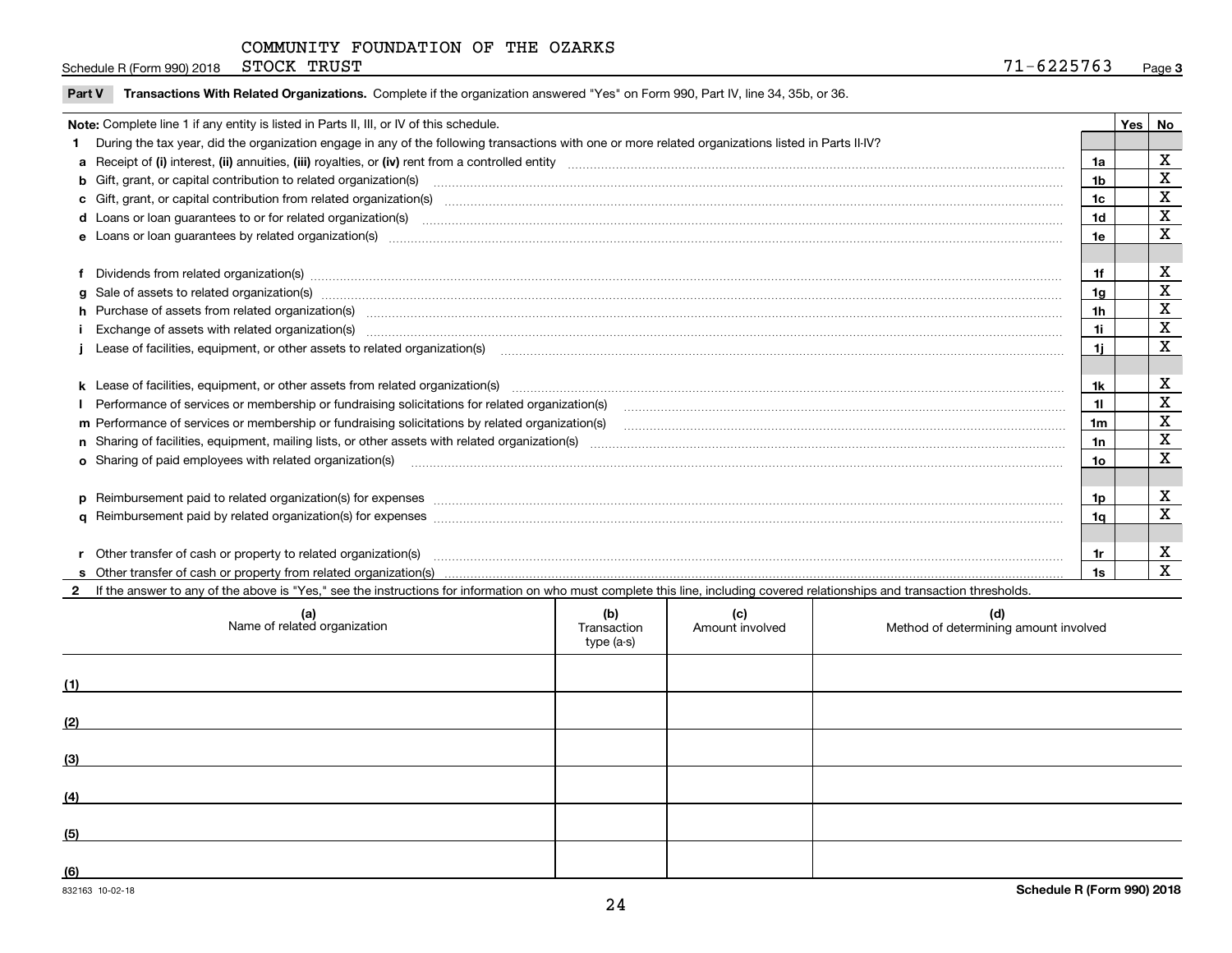COMMUNITY FOUNDATION OF THE OZARKS

Schedule R (Form 990) 2018 STOCK TRUST 71-6225763 Page 3

**Part V Transactions With Related Organizations.** Complete if the organization answered "Yes" on Form 990, Part IV, line 34, 35b, or 36.

| **Note:** Complete line 1 if any entity is listed in Parts II, III, or IV of this schedule. | | Yes | No |
|---|---|---|---|
| **1** During the tax year, did the organization engage in any of the following transactions with one or more related organizations listed in Parts II-IV? | | | |
| **a** Receipt of **(i)** interest, **(ii)** annuities, **(iii)** royalties, or **(iv)** rent from a controlled entity | 1a | | X |
| **b** Gift, grant, or capital contribution to related organization(s) | 1b | | X |
| **c** Gift, grant, or capital contribution from related organization(s) | 1c | | X |
| **d** Loans or loan guarantees to or for related organization(s) | 1d | | X |
| **e** Loans or loan guarantees by related organization(s) | 1e | | X |
| **f** Dividends from related organization(s) | 1f | | X |
| **g** Sale of assets to related organization(s) | 1g | | X |
| **h** Purchase of assets from related organization(s) | 1h | | X |
| **i** Exchange of assets with related organization(s) | 1i | | X |
| **j** Lease of facilities, equipment, or other assets to related organization(s) | 1j | | X |
| **k** Lease of facilities, equipment, or other assets from related organization(s) | 1k | | X |
| **l** Performance of services or membership or fundraising solicitations for related organization(s) | 1l | | X |
| **m** Performance of services or membership or fundraising solicitations by related organization(s) | 1m | | X |
| **n** Sharing of facilities, equipment, mailing lists, or other assets with related organization(s) | 1n | | X |
| **o** Sharing of paid employees with related organization(s) | 1o | | X |
| **p** Reimbursement paid to related organization(s) for expenses | 1p | | X |
| **q** Reimbursement paid by related organization(s) for expenses | 1q | | X |
| **r** Other transfer of cash or property to related organization(s) | 1r | | X |
| **s** Other transfer of cash or property from related organization(s) | 1s | | X |

**2** If the answer to any of the above is "Yes," see the instructions for information on who must complete this line, including covered relationships and transaction thresholds.

| | **(a)** Name of related organization | **(b)** Transaction type (a-s) | **(c)** Amount involved | **(d)** Method of determining amount involved |
|---|---|---|---|---|
| (1) | | | | |
| (2) | | | | |
| (3) | | | | |
| (4) | | | | |
| (5) | | | | |
| (6) | | | | |

832163 10-02-18 **Schedule R (Form 990) 2018**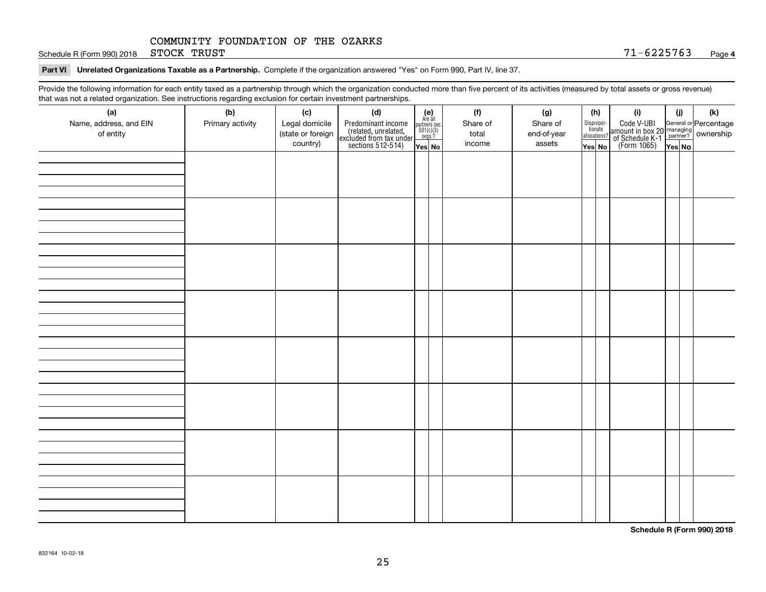Schedule R (Form 990) 2018 COMMUNITY FOUNDATION OF THE OZARKS STOCK TRUST 71-6225763 Page **4**

**Part VI Unrelated Organizations Taxable as a Partnership.** Complete if the organization answered "Yes" on Form 990, Part IV, line 37.

Provide the following information for each entity taxed as a partnership through which the organization conducted more than five percent of its activities (measured by total assets or gross revenue) that was not a related organization. See instructions regarding exclusion for certain investment partnerships.

| (a) Name, address, and EIN of entity | (b) Primary activity | (c) Legal domicile (state or foreign country) | (d) Predominant income (related, unrelated, excluded from tax under sections 512-514) | (e) Are all partners sec. 501(c)(3) orgs.? | | (f) Share of total income | (g) Share of end-of-year assets | (h) Disproportionate allocations? | | (i) Code V-UBI amount in box 20 of Schedule K-1 (Form 1065) | (j) General or managing partner? | | (k) Percentage ownership |
|---|---|---|---|---|---|---|---|---|---|---|---|---|---|
| | | | | Yes | No | | | Yes | No | | Yes | No | |
| | | | | | | | | | | | | | |
| | | | | | | | | | | | | | |
| | | | | | | | | | | | | | |
| | | | | | | | | | | | | | |
| | | | | | | | | | | | | | |
| | | | | | | | | | | | | | |
| | | | | | | | | | | | | | |
| | | | | | | | | | | | | | |

**Schedule R (Form 990) 2018**

832164 10-02-18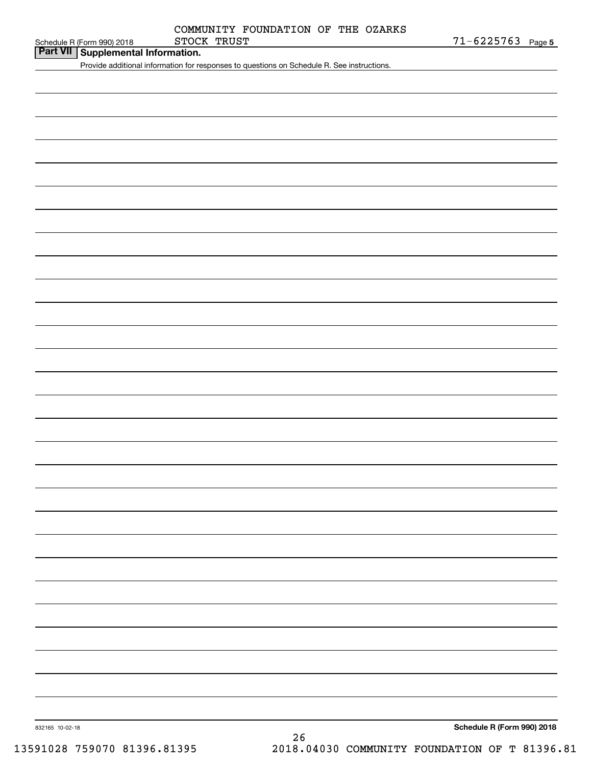COMMUNITY FOUNDATION OF THE OZARKS
STOCK TRUST

71-6225763

## Part VII Supplemental Information.

Provide additional information for responses to questions on Schedule R. See instructions.

832165 10-02-18

**Schedule R (Form 990) 2018**

13591028 759070 81396.81395 2018.04030 COMMUNITY FOUNDATION OF T 81396.81